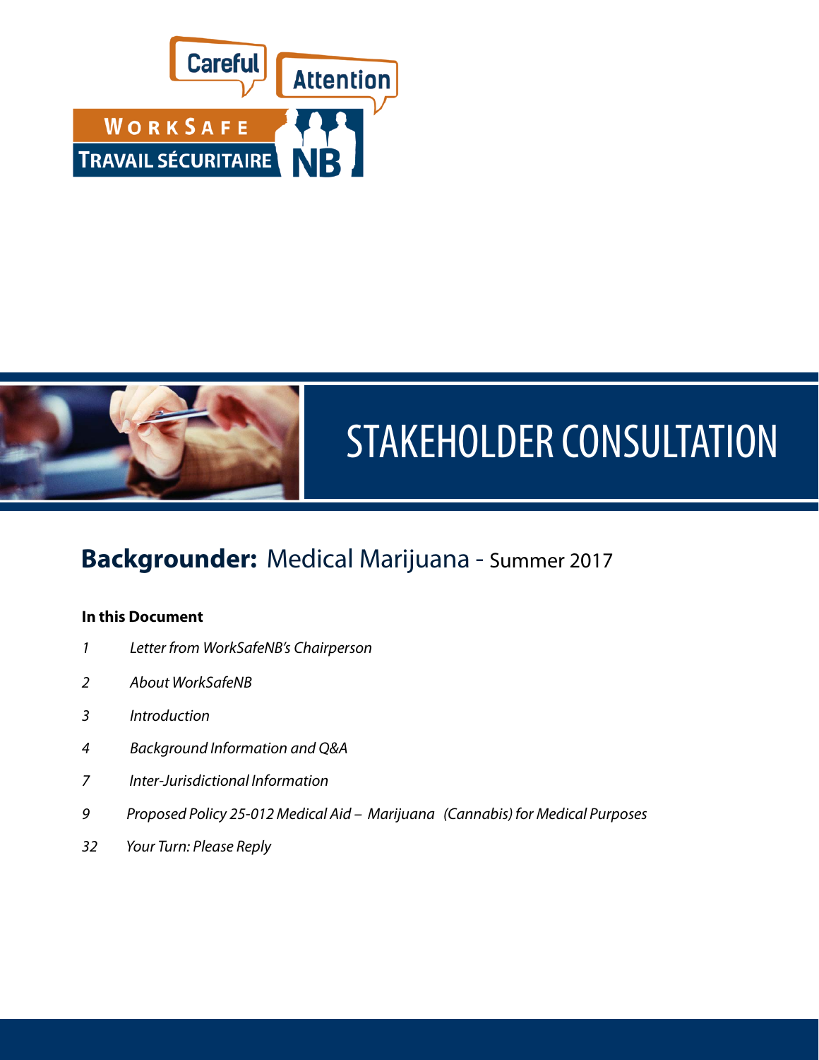Careful Attention

WORKSAFE
TRAVAIL SÉCURITAIRE NB

# STAKEHOLDER CONSULTATION

## **Backgrounder:** Medical Marijuana - Summer 2017

**In this Document**

| | |
|---|---|
| 1 | *Letter from WorkSafeNB's Chairperson* |
| 2 | *About WorkSafeNB* |
| 3 | *Introduction* |
| 4 | *Background Information and Q&A* |
| 7 | *Inter-Jurisdictional Information* |
| 9 | *Proposed Policy 25-012 Medical Aid – Marijuana (Cannabis) for Medical Purposes* |
| 32 | *Your Turn: Please Reply* |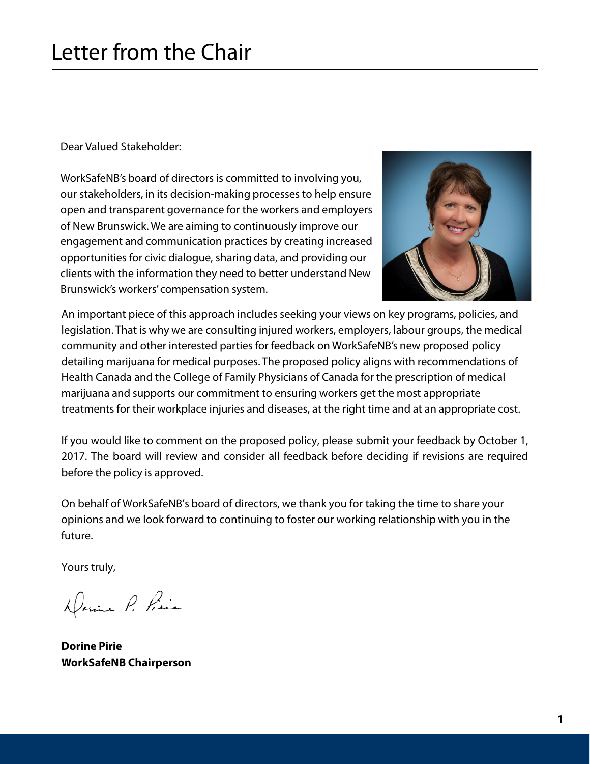# Letter from the Chair

Dear Valued Stakeholder:

WorkSafeNB's board of directors is committed to involving you, our stakeholders, in its decision-making processes to help ensure open and transparent governance for the workers and employers of New Brunswick. We are aiming to continuously improve our engagement and communication practices by creating increased opportunities for civic dialogue, sharing data, and providing our clients with the information they need to better understand New Brunswick's workers' compensation system.

An important piece of this approach includes seeking your views on key programs, policies, and legislation. That is why we are consulting injured workers, employers, labour groups, the medical community and other interested parties for feedback on WorkSafeNB's new proposed policy detailing marijuana for medical purposes. The proposed policy aligns with recommendations of Health Canada and the College of Family Physicians of Canada for the prescription of medical marijuana and supports our commitment to ensuring workers get the most appropriate treatments for their workplace injuries and diseases, at the right time and at an appropriate cost.

If you would like to comment on the proposed policy, please submit your feedback by October 1, 2017. The board will review and consider all feedback before deciding if revisions are required before the policy is approved.

On behalf of WorkSafeNB's board of directors, we thank you for taking the time to share your opinions and we look forward to continuing to foster our working relationship with you in the future.

Yours truly,

**Dorine Pirie**
**WorkSafeNB Chairperson**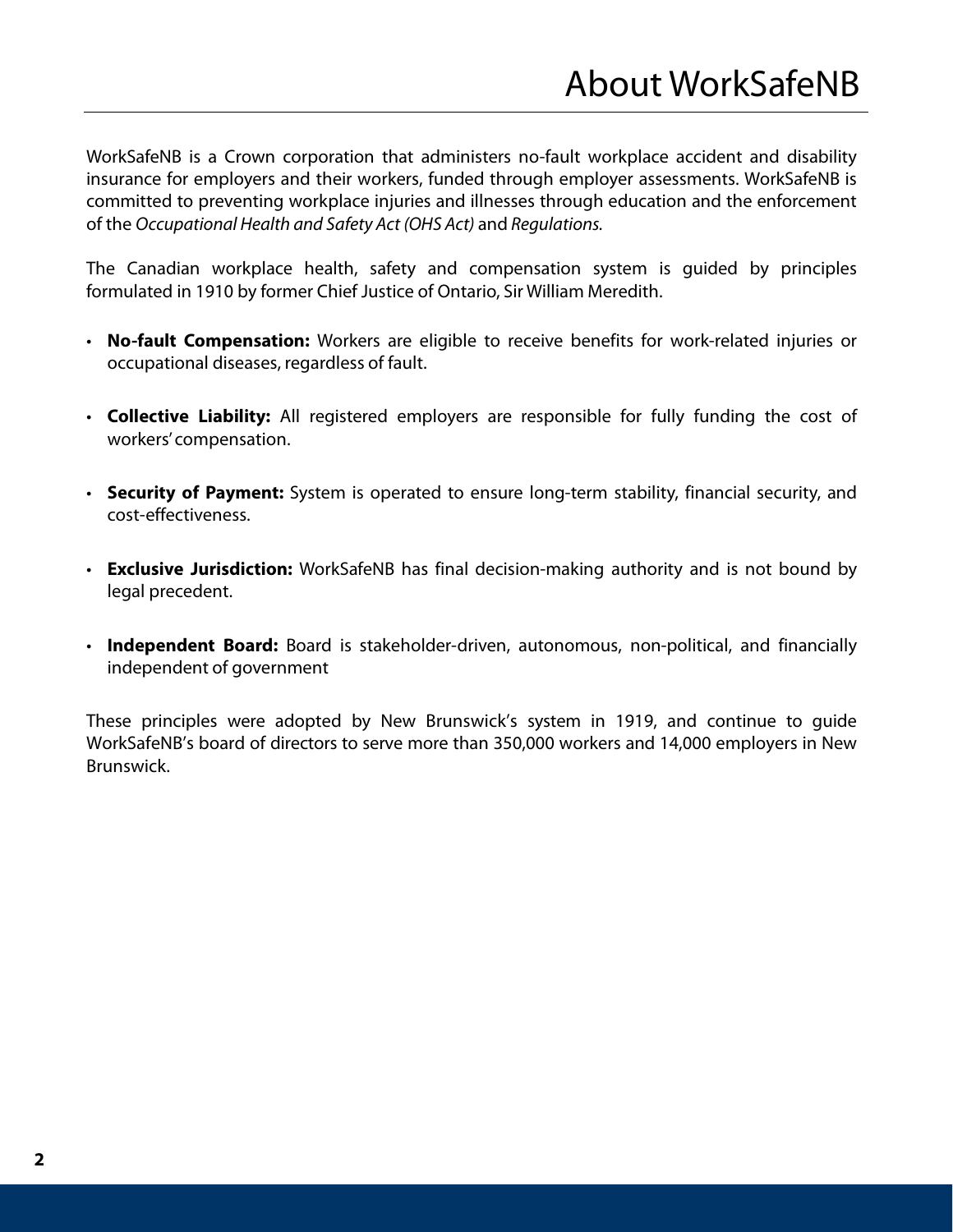# About WorkSafeNB

WorkSafeNB is a Crown corporation that administers no-fault workplace accident and disability insurance for employers and their workers, funded through employer assessments. WorkSafeNB is committed to preventing workplace injuries and illnesses through education and the enforcement of the *Occupational Health and Safety Act (OHS Act)* and *Regulations.*

The Canadian workplace health, safety and compensation system is guided by principles formulated in 1910 by former Chief Justice of Ontario, Sir William Meredith.

- **No-fault Compensation:** Workers are eligible to receive benefits for work-related injuries or occupational diseases, regardless of fault.
- **Collective Liability:** All registered employers are responsible for fully funding the cost of workers' compensation.
- **Security of Payment:** System is operated to ensure long-term stability, financial security, and cost-effectiveness.
- **Exclusive Jurisdiction:** WorkSafeNB has final decision-making authority and is not bound by legal precedent.
- **Independent Board:** Board is stakeholder-driven, autonomous, non-political, and financially independent of government

These principles were adopted by New Brunswick's system in 1919, and continue to guide WorkSafeNB's board of directors to serve more than 350,000 workers and 14,000 employers in New Brunswick.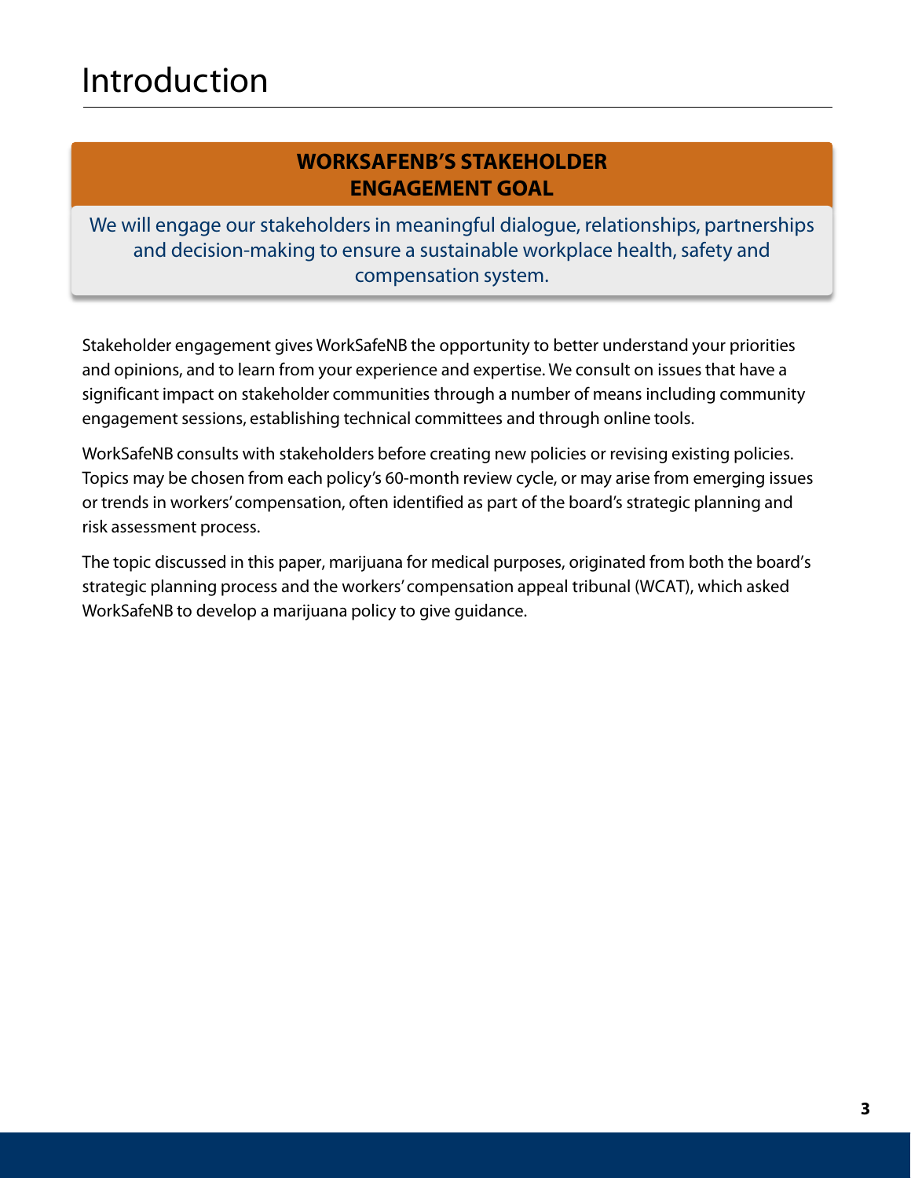# Introduction

**WORKSAFENB'S STAKEHOLDER ENGAGEMENT GOAL**

We will engage our stakeholders in meaningful dialogue, relationships, partnerships and decision-making to ensure a sustainable workplace health, safety and compensation system.

Stakeholder engagement gives WorkSafeNB the opportunity to better understand your priorities and opinions, and to learn from your experience and expertise. We consult on issues that have a significant impact on stakeholder communities through a number of means including community engagement sessions, establishing technical committees and through online tools.

WorkSafeNB consults with stakeholders before creating new policies or revising existing policies. Topics may be chosen from each policy's 60-month review cycle, or may arise from emerging issues or trends in workers' compensation, often identified as part of the board's strategic planning and risk assessment process.

The topic discussed in this paper, marijuana for medical purposes, originated from both the board's strategic planning process and the workers' compensation appeal tribunal (WCAT), which asked WorkSafeNB to develop a marijuana policy to give guidance.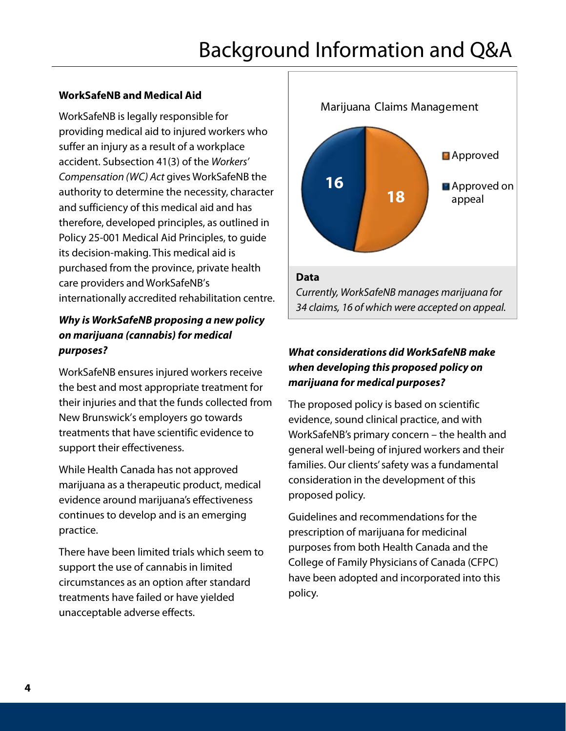# Background Information and Q&A

**WorkSafeNB and Medical Aid**

WorkSafeNB is legally responsible for providing medical aid to injured workers who suffer an injury as a result of a workplace accident. Subsection 41(3) of the *Workers' Compensation (WC) Act* gives WorkSafeNB the authority to determine the necessity, character and sufficiency of this medical aid and has therefore, developed principles, as outlined in Policy 25-001 Medical Aid Principles, to guide its decision-making. This medical aid is purchased from the province, private health care providers and WorkSafeNB's internationally accredited rehabilitation centre.

***Why is WorkSafeNB proposing a new policy on marijuana (cannabis) for medical purposes?***

WorkSafeNB ensures injured workers receive the best and most appropriate treatment for their injuries and that the funds collected from New Brunswick's employers go towards treatments that have scientific evidence to support their effectiveness.

While Health Canada has not approved marijuana as a therapeutic product, medical evidence around marijuana's effectiveness continues to develop and is an emerging practice.

There have been limited trials which seem to support the use of cannabis in limited circumstances as an option after standard treatments have failed or have yielded unacceptable adverse effects.

Marijuana Claims Management

16

18

Approved

Approved on appeal

**Data**

*Currently, WorkSafeNB manages marijuana for 34 claims, 16 of which were accepted on appeal.*

***What considerations did WorkSafeNB make when developing this proposed policy on marijuana for medical purposes?***

The proposed policy is based on scientific evidence, sound clinical practice, and with WorkSafeNB's primary concern – the health and general well-being of injured workers and their families. Our clients' safety was a fundamental consideration in the development of this proposed policy.

Guidelines and recommendations for the prescription of marijuana for medicinal purposes from both Health Canada and the College of Family Physicians of Canada (CFPC) have been adopted and incorporated into this policy.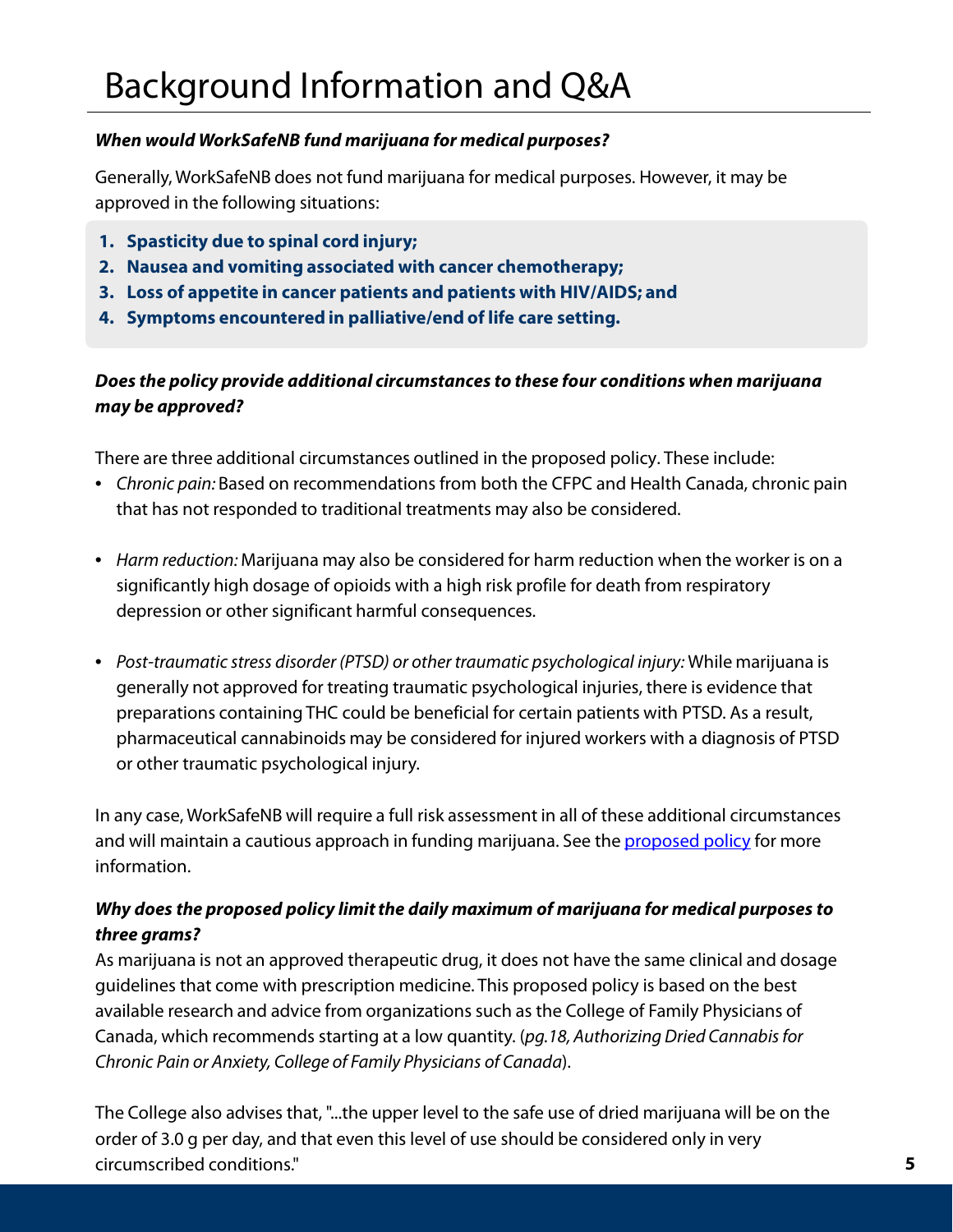# Background Information and Q&A

***When would WorkSafeNB fund marijuana for medical purposes?***

Generally, WorkSafeNB does not fund marijuana for medical purposes. However, it may be approved in the following situations:

1. **Spasticity due to spinal cord injury;**
2. **Nausea and vomiting associated with cancer chemotherapy;**
3. **Loss of appetite in cancer patients and patients with HIV/AIDS; and**
4. **Symptoms encountered in palliative/end of life care setting.**

***Does the policy provide additional circumstances to these four conditions when marijuana may be approved?***

There are three additional circumstances outlined in the proposed policy. These include:

- *Chronic pain:* Based on recommendations from both the CFPC and Health Canada, chronic pain that has not responded to traditional treatments may also be considered.

- *Harm reduction:* Marijuana may also be considered for harm reduction when the worker is on a significantly high dosage of opioids with a high risk profile for death from respiratory depression or other significant harmful consequences.

- *Post-traumatic stress disorder (PTSD) or other traumatic psychological injury:* While marijuana is generally not approved for treating traumatic psychological injuries, there is evidence that preparations containing THC could be beneficial for certain patients with PTSD. As a result, pharmaceutical cannabinoids may be considered for injured workers with a diagnosis of PTSD or other traumatic psychological injury.

In any case, WorkSafeNB will require a full risk assessment in all of these additional circumstances and will maintain a cautious approach in funding marijuana. See the proposed policy for more information.

***Why does the proposed policy limit the daily maximum of marijuana for medical purposes to three grams?***

As marijuana is not an approved therapeutic drug, it does not have the same clinical and dosage guidelines that come with prescription medicine. This proposed policy is based on the best available research and advice from organizations such as the College of Family Physicians of Canada, which recommends starting at a low quantity. (*pg.18, Authorizing Dried Cannabis for Chronic Pain or Anxiety, College of Family Physicians of Canada*).

The College also advises that, "...the upper level to the safe use of dried marijuana will be on the order of 3.0 g per day, and that even this level of use should be considered only in very circumscribed conditions."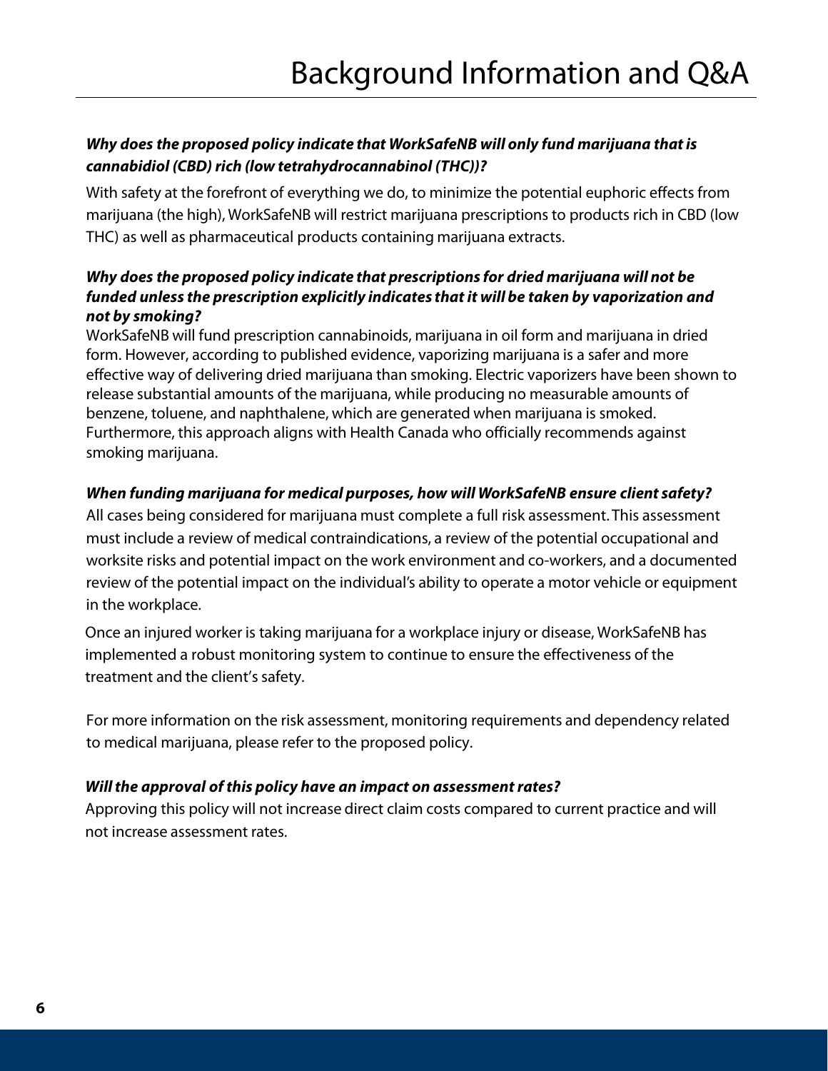# Background Information and Q&A

***Why does the proposed policy indicate that WorkSafeNB will only fund marijuana that is cannabidiol (CBD) rich (low tetrahydrocannabinol (THC))?***

With safety at the forefront of everything we do, to minimize the potential euphoric effects from marijuana (the high), WorkSafeNB will restrict marijuana prescriptions to products rich in CBD (low THC) as well as pharmaceutical products containing marijuana extracts.

***Why does the proposed policy indicate that prescriptions for dried marijuana will not be funded unless the prescription explicitly indicates that it will be taken by vaporization and not by smoking?***

WorkSafeNB will fund prescription cannabinoids, marijuana in oil form and marijuana in dried form. However, according to published evidence, vaporizing marijuana is a safer and more effective way of delivering dried marijuana than smoking. Electric vaporizers have been shown to release substantial amounts of the marijuana, while producing no measurable amounts of benzene, toluene, and naphthalene, which are generated when marijuana is smoked. Furthermore, this approach aligns with Health Canada who officially recommends against smoking marijuana.

***When funding marijuana for medical purposes, how will WorkSafeNB ensure client safety?***

All cases being considered for marijuana must complete a full risk assessment. This assessment must include a review of medical contraindications, a review of the potential occupational and worksite risks and potential impact on the work environment and co-workers, and a documented review of the potential impact on the individual's ability to operate a motor vehicle or equipment in the workplace.

Once an injured worker is taking marijuana for a workplace injury or disease, WorkSafeNB has implemented a robust monitoring system to continue to ensure the effectiveness of the treatment and the client's safety.

For more information on the risk assessment, monitoring requirements and dependency related to medical marijuana, please refer to the proposed policy.

***Will the approval of this policy have an impact on assessment rates?***

Approving this policy will not increase direct claim costs compared to current practice and will not increase assessment rates.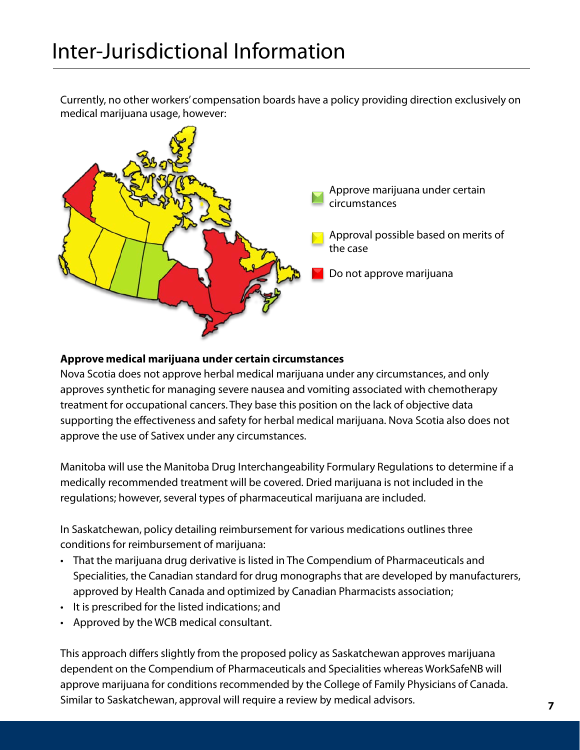// Inter-Jurisdictional Information

Currently, no other workers' compensation boards have a policy providing direction exclusively on medical marijuana usage, however:

Approve marijuana under certain circumstances

Approval possible based on merits of the case

Do not approve marijuana

**Approve medical marijuana under certain circumstances**

Nova Scotia does not approve herbal medical marijuana under any circumstances, and only approves synthetic for managing severe nausea and vomiting associated with chemotherapy treatment for occupational cancers. They base this position on the lack of objective data supporting the effectiveness and safety for herbal medical marijuana. Nova Scotia also does not approve the use of Sativex under any circumstances.

Manitoba will use the Manitoba Drug Interchangeability Formulary Regulations to determine if a medically recommended treatment will be covered. Dried marijuana is not included in the regulations; however, several types of pharmaceutical marijuana are included.

In Saskatchewan, policy detailing reimbursement for various medications outlines three conditions for reimbursement of marijuana:

- That the marijuana drug derivative is listed in The Compendium of Pharmaceuticals and Specialities, the Canadian standard for drug monographs that are developed by manufacturers, approved by Health Canada and optimized by Canadian Pharmacists association;
- It is prescribed for the listed indications; and
- Approved by the WCB medical consultant.

This approach differs slightly from the proposed policy as Saskatchewan approves marijuana dependent on the Compendium of Pharmaceuticals and Specialities whereas WorkSafeNB will approve marijuana for conditions recommended by the College of Family Physicians of Canada. Similar to Saskatchewan, approval will require a review by medical advisors.

# Inter-Jurisdictional Information

Currently, no other workers' compensation boards have a policy providing direction exclusively on medical marijuana usage, however:

Approve marijuana under certain circumstances

Approval possible based on merits of the case

Do not approve marijuana

**Approve medical marijuana under certain circumstances**

Nova Scotia does not approve herbal medical marijuana under any circumstances, and only approves synthetic for managing severe nausea and vomiting associated with chemotherapy treatment for occupational cancers. They base this position on the lack of objective data supporting the effectiveness and safety for herbal medical marijuana. Nova Scotia also does not approve the use of Sativex under any circumstances.

Manitoba will use the Manitoba Drug Interchangeability Formulary Regulations to determine if a medically recommended treatment will be covered. Dried marijuana is not included in the regulations; however, several types of pharmaceutical marijuana are included.

In Saskatchewan, policy detailing reimbursement for various medications outlines three conditions for reimbursement of marijuana:

- That the marijuana drug derivative is listed in The Compendium of Pharmaceuticals and Specialities, the Canadian standard for drug monographs that are developed by manufacturers, approved by Health Canada and optimized by Canadian Pharmacists association;
- It is prescribed for the listed indications; and
- Approved by the WCB medical consultant.

This approach differs slightly from the proposed policy as Saskatchewan approves marijuana dependent on the Compendium of Pharmaceuticals and Specialities whereas WorkSafeNB will approve marijuana for conditions recommended by the College of Family Physicians of Canada. Similar to Saskatchewan, approval will require a review by medical advisors.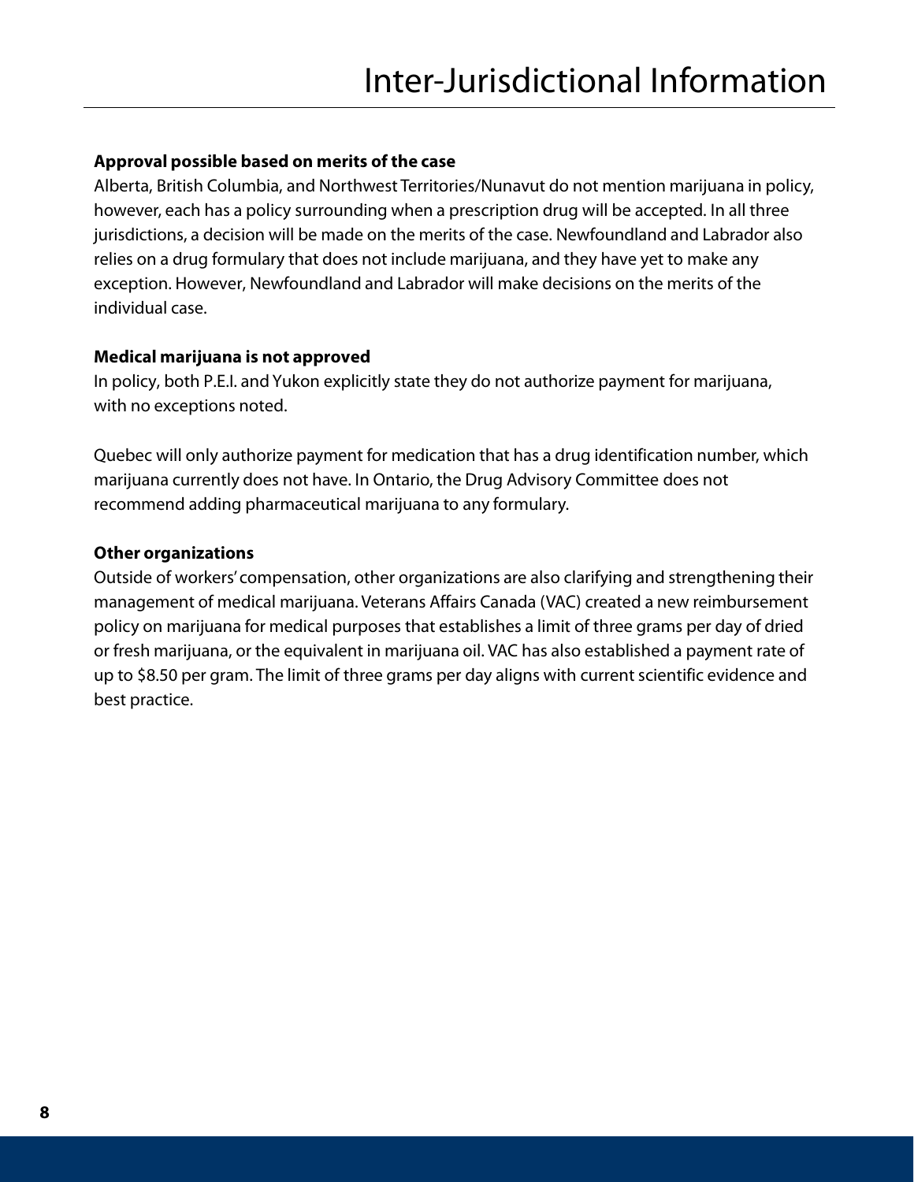**Approval possible based on merits of the case**

Alberta, British Columbia, and Northwest Territories/Nunavut do not mention marijuana in policy, however, each has a policy surrounding when a prescription drug will be accepted. In all three jurisdictions, a decision will be made on the merits of the case. Newfoundland and Labrador also relies on a drug formulary that does not include marijuana, and they have yet to make any exception. However, Newfoundland and Labrador will make decisions on the merits of the individual case.

**Medical marijuana is not approved**

In policy, both P.E.I. and Yukon explicitly state they do not authorize payment for marijuana, with no exceptions noted.

Quebec will only authorize payment for medication that has a drug identification number, which marijuana currently does not have. In Ontario, the Drug Advisory Committee does not recommend adding pharmaceutical marijuana to any formulary.

**Other organizations**

Outside of workers' compensation, other organizations are also clarifying and strengthening their management of medical marijuana. Veterans Affairs Canada (VAC) created a new reimbursement policy on marijuana for medical purposes that establishes a limit of three grams per day of dried or fresh marijuana, or the equivalent in marijuana oil. VAC has also established a payment rate of up to $8.50 per gram. The limit of three grams per day aligns with current scientific evidence and best practice.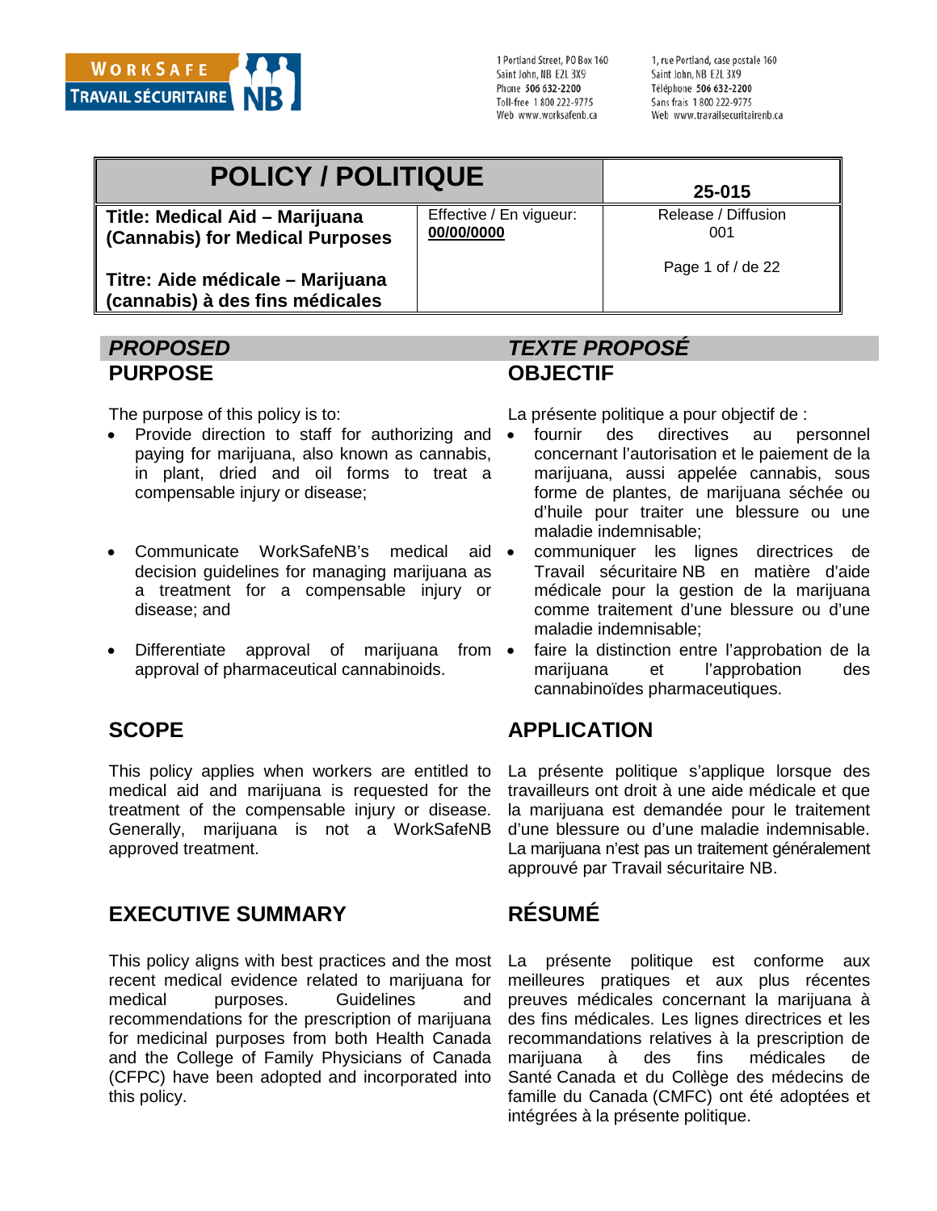WORKSAFE TRAVAIL SÉCURITAIRE NB

1 Portland Street, PO Box 160
Saint John, NB E2L 3X9
Phone 506 632-2200
Toll-free 1 800 222-9775
Web www.worksafenb.ca

1, rue Portland, case postale 160
Saint John, NB E2L 3X9
Téléphone 506 632-2200
Sans frais 1 800 222-9775
Web www.travailsecuritairenb.ca

| POLICY / POLITIQUE | | 25-015 |
|---|---|---|
| **Title: Medical Aid – Marijuana (Cannabis) for Medical Purposes**<br><br>**Titre: Aide médicale – Marijuana (cannabis) à des fins médicales** | Effective / En vigueur: **00/00/0000** | Release / Diffusion 001<br><br>Page 1 of / de 22 |

***PROPOSED***

## PURPOSE

The purpose of this policy is to:

- Provide direction to staff for authorizing and paying for marijuana, also known as cannabis, in plant, dried and oil forms to treat a compensable injury or disease;
- Communicate WorkSafeNB's medical aid decision guidelines for managing marijuana as a treatment for a compensable injury or disease; and
- Differentiate approval of marijuana from approval of pharmaceutical cannabinoids.

## SCOPE

This policy applies when workers are entitled to medical aid and marijuana is requested for the treatment of the compensable injury or disease. Generally, marijuana is not a WorkSafeNB approved treatment.

## EXECUTIVE SUMMARY

This policy aligns with best practices and the most recent medical evidence related to marijuana for medical purposes. Guidelines and recommendations for the prescription of marijuana for medicinal purposes from both Health Canada and the College of Family Physicians of Canada (CFPC) have been adopted and incorporated into this policy.

***TEXTE PROPOSÉ***

## OBJECTIF

La présente politique a pour objectif de :

- fournir des directives au personnel concernant l'autorisation et le paiement de la marijuana, aussi appelée cannabis, sous forme de plantes, de marijuana séchée ou d'huile pour traiter une blessure ou une maladie indemnisable;
- communiquer les lignes directrices de Travail sécuritaire NB en matière d'aide médicale pour la gestion de la marijuana comme traitement d'une blessure ou d'une maladie indemnisable;
- faire la distinction entre l'approbation de la marijuana et l'approbation des cannabinoïdes pharmaceutiques.

## APPLICATION

La présente politique s'applique lorsque des travailleurs ont droit à une aide médicale et que la marijuana est demandée pour le traitement d'une blessure ou d'une maladie indemnisable. La marijuana n'est pas un traitement généralement approuvé par Travail sécuritaire NB.

## RÉSUMÉ

La présente politique est conforme aux meilleures pratiques et aux plus récentes preuves médicales concernant la marijuana à des fins médicales. Les lignes directrices et les recommandations relatives à la prescription de marijuana à des fins médicales de Santé Canada et du Collège des médecins de famille du Canada (CMFC) ont été adoptées et intégrées à la présente politique.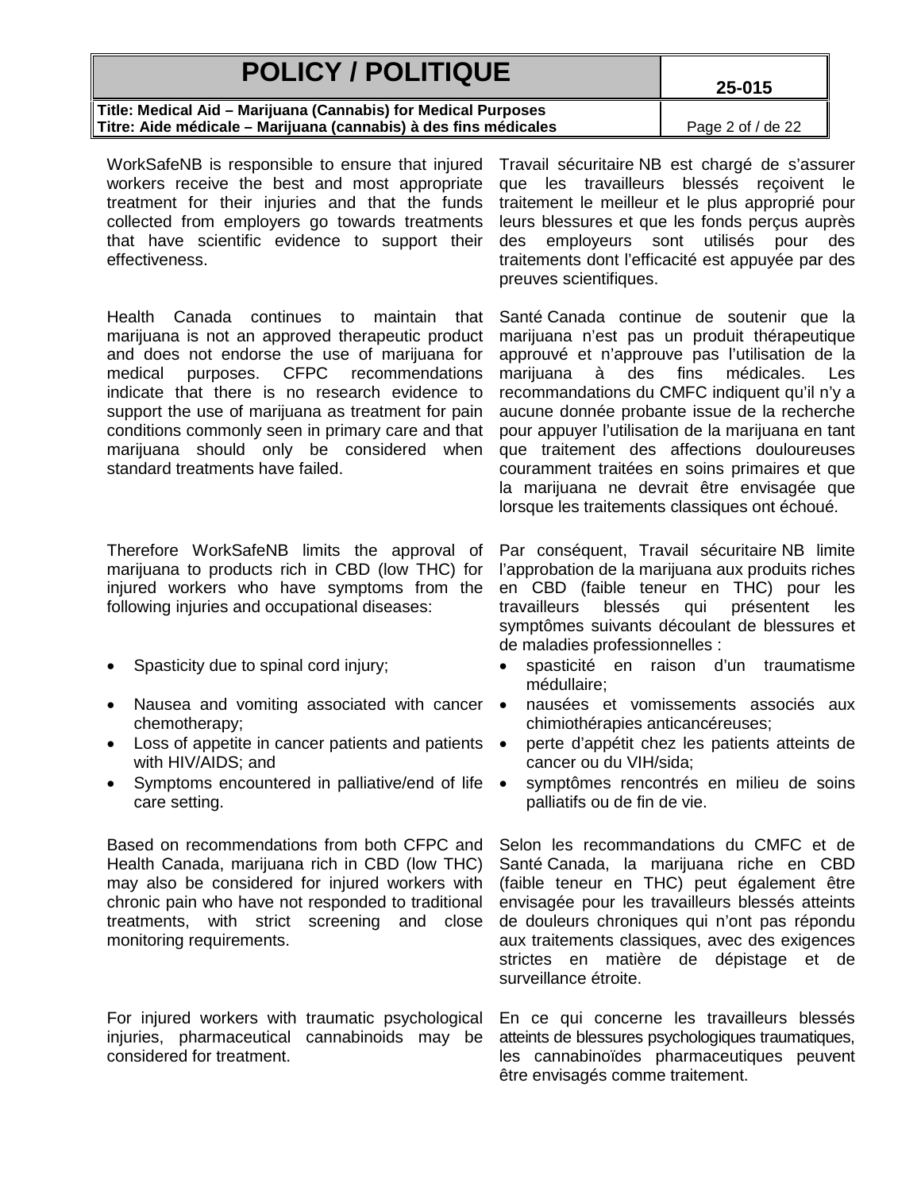WorkSafeNB is responsible to ensure that injured workers receive the best and most appropriate treatment for their injuries and that the funds collected from employers go towards treatments that have scientific evidence to support their effectiveness.

Health Canada continues to maintain that marijuana is not an approved therapeutic product and does not endorse the use of marijuana for medical purposes. CFPC recommendations indicate that there is no research evidence to support the use of marijuana as treatment for pain conditions commonly seen in primary care and that marijuana should only be considered when standard treatments have failed.

Therefore WorkSafeNB limits the approval of marijuana to products rich in CBD (low THC) for injured workers who have symptoms from the following injuries and occupational diseases:

- Spasticity due to spinal cord injury;
- Nausea and vomiting associated with cancer chemotherapy;
- Loss of appetite in cancer patients and patients with HIV/AIDS; and
- Symptoms encountered in palliative/end of life care setting.

Based on recommendations from both CFPC and Health Canada, marijuana rich in CBD (low THC) may also be considered for injured workers with chronic pain who have not responded to traditional treatments, with strict screening and close monitoring requirements.

For injured workers with traumatic psychological injuries, pharmaceutical cannabinoids may be considered for treatment.

Travail sécuritaire NB est chargé de s'assurer que les travailleurs blessés reçoivent le traitement le meilleur et le plus approprié pour leurs blessures et que les fonds perçus auprès des employeurs sont utilisés pour des traitements dont l'efficacité est appuyée par des preuves scientifiques.

Santé Canada continue de soutenir que la marijuana n'est pas un produit thérapeutique approuvé et n'approuve pas l'utilisation de la marijuana à des fins médicales. Les recommandations du CMFC indiquent qu'il n'y a aucune donnée probante issue de la recherche pour appuyer l'utilisation de la marijuana en tant que traitement des affections douloureuses couramment traitées en soins primaires et que la marijuana ne devrait être envisagée que lorsque les traitements classiques ont échoué.

Par conséquent, Travail sécuritaire NB limite l'approbation de la marijuana aux produits riches en CBD (faible teneur en THC) pour les travailleurs blessés qui présentent les symptômes suivants découlant de blessures et de maladies professionnelles :

- spasticité en raison d'un traumatisme médullaire;
- nausées et vomissements associés aux chimiothérapies anticancéreuses;
- perte d'appétit chez les patients atteints de cancer ou du VIH/sida;
- symptômes rencontrés en milieu de soins palliatifs ou de fin de vie.

Selon les recommandations du CMFC et de Santé Canada, la marijuana riche en CBD (faible teneur en THC) peut également être envisagée pour les travailleurs blessés atteints de douleurs chroniques qui n'ont pas répondu aux traitements classiques, avec des exigences strictes en matière de dépistage et de surveillance étroite.

En ce qui concerne les travailleurs blessés atteints de blessures psychologiques traumatiques, les cannabinoïdes pharmaceutiques peuvent être envisagés comme traitement.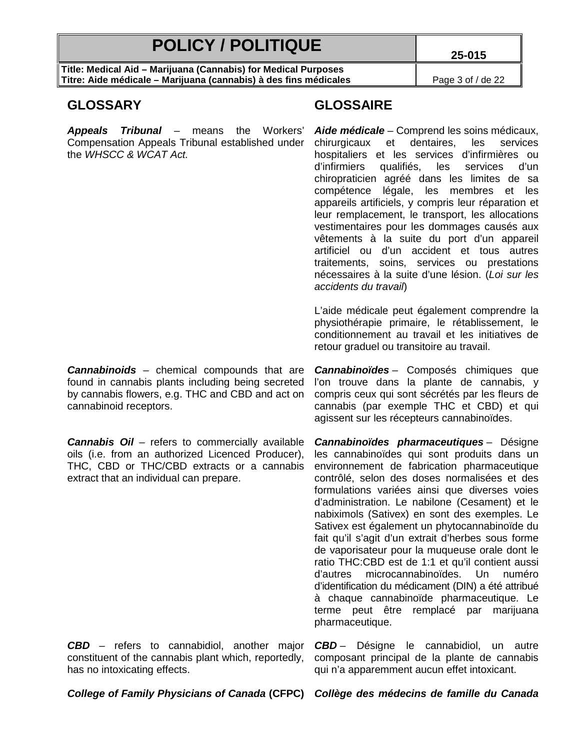## GLOSSARY

***Appeals Tribunal*** – means the Workers' Compensation Appeals Tribunal established under the *WHSCC & WCAT Act.*

***Cannabinoids*** – chemical compounds that are found in cannabis plants including being secreted by cannabis flowers, e.g. THC and CBD and act on cannabinoid receptors.

***Cannabis Oil*** – refers to commercially available oils (i.e. from an authorized Licenced Producer), THC, CBD or THC/CBD extracts or a cannabis extract that an individual can prepare.

***CBD*** – refers to cannabidiol, another major constituent of the cannabis plant which, reportedly, has no intoxicating effects.

***College of Family Physicians of Canada*** **(CFPC)**

## GLOSSAIRE

***Aide médicale*** – Comprend les soins médicaux, chirurgicaux et dentaires, les services hospitaliers et les services d'infirmières ou d'infirmiers qualifiés, les services d'un chiropraticien agréé dans les limites de sa compétence légale, les membres et les appareils artificiels, y compris leur réparation et leur remplacement, le transport, les allocations vestimentaires pour les dommages causés aux vêtements à la suite du port d'un appareil artificiel ou d'un accident et tous autres traitements, soins, services ou prestations nécessaires à la suite d'une lésion. (*Loi sur les accidents du travail*)

L'aide médicale peut également comprendre la physiothérapie primaire, le rétablissement, le conditionnement au travail et les initiatives de retour graduel ou transitoire au travail.

***Cannabinoïdes*** – Composés chimiques que l'on trouve dans la plante de cannabis, y compris ceux qui sont sécrétés par les fleurs de cannabis (par exemple THC et CBD) et qui agissent sur les récepteurs cannabinoïdes.

***Cannabinoïdes pharmaceutiques*** – Désigne les cannabinoïdes qui sont produits dans un environnement de fabrication pharmaceutique contrôlé, selon des doses normalisées et des formulations variées ainsi que diverses voies d'administration. Le nabilone (Cesament) et le nabiximols (Sativex) en sont des exemples. Le Sativex est également un phytocannabinoïde du fait qu'il s'agit d'un extrait d'herbes sous forme de vaporisateur pour la muqueuse orale dont le ratio THC:CBD est de 1:1 et qu'il contient aussi d'autres microcannabinoïdes. Un numéro d'identification du médicament (DIN) a été attribué à chaque cannabinoïde pharmaceutique. Le terme peut être remplacé par marijuana pharmaceutique.

***CBD*** – Désigne le cannabidiol, un autre composant principal de la plante de cannabis qui n'a apparemment aucun effet intoxicant.

***Collège des médecins de famille du Canada***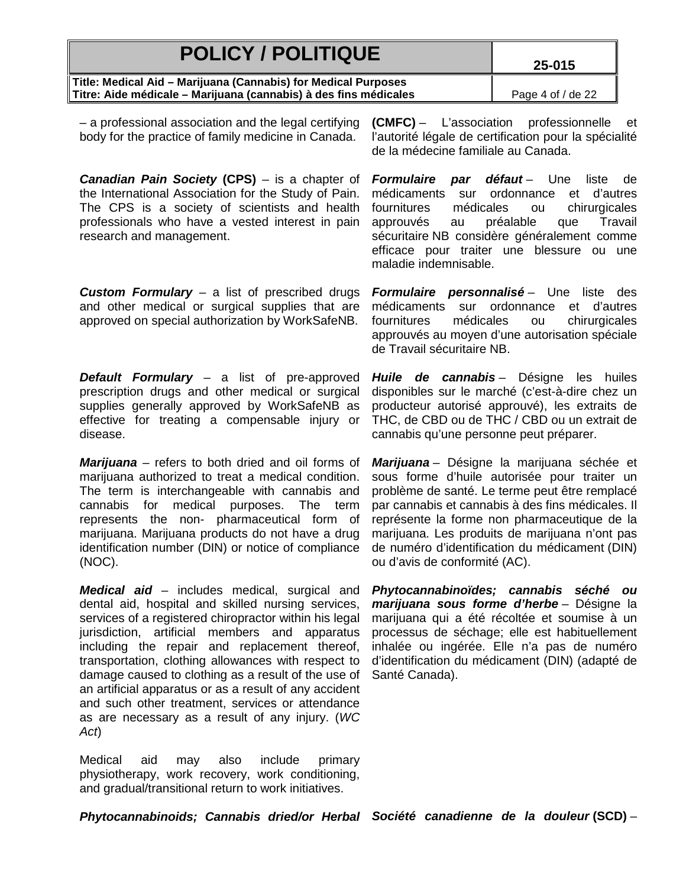– a professional association and the legal certifying body for the practice of family medicine in Canada.

***Canadian Pain Society*** **(CPS)** – is a chapter of the International Association for the Study of Pain. The CPS is a society of scientists and health professionals who have a vested interest in pain research and management.

***Custom Formulary*** – a list of prescribed drugs and other medical or surgical supplies that are approved on special authorization by WorkSafeNB.

***Default Formulary*** – a list of pre-approved prescription drugs and other medical or surgical supplies generally approved by WorkSafeNB as effective for treating a compensable injury or disease.

***Marijuana*** – refers to both dried and oil forms of marijuana authorized to treat a medical condition. The term is interchangeable with cannabis and cannabis for medical purposes. The term represents the non- pharmaceutical form of marijuana. Marijuana products do not have a drug identification number (DIN) or notice of compliance (NOC).

***Medical aid*** – includes medical, surgical and dental aid, hospital and skilled nursing services, services of a registered chiropractor within his legal jurisdiction, artificial members and apparatus including the repair and replacement thereof, transportation, clothing allowances with respect to damage caused to clothing as a result of the use of an artificial apparatus or as a result of any accident and such other treatment, services or attendance as are necessary as a result of any injury. (*WC Act*)

Medical aid may also include primary physiotherapy, work recovery, work conditioning, and gradual/transitional return to work initiatives.

***Phytocannabinoids; Cannabis dried/or Herbal***

**(CMFC)** – L'association professionnelle et l'autorité légale de certification pour la spécialité de la médecine familiale au Canada.

***Formulaire par défaut*** – Une liste de médicaments sur ordonnance et d'autres fournitures médicales ou chirurgicales approuvés au préalable que Travail sécuritaire NB considère généralement comme efficace pour traiter une blessure ou une maladie indemnisable.

***Formulaire personnalisé*** – Une liste des médicaments sur ordonnance et d'autres fournitures médicales ou chirurgicales approuvés au moyen d'une autorisation spéciale de Travail sécuritaire NB.

***Huile de cannabis*** – Désigne les huiles disponibles sur le marché (c'est-à-dire chez un producteur autorisé approuvé), les extraits de THC, de CBD ou de THC / CBD ou un extrait de cannabis qu'une personne peut préparer.

***Marijuana*** – Désigne la marijuana séchée et sous forme d'huile autorisée pour traiter un problème de santé. Le terme peut être remplacé par cannabis et cannabis à des fins médicales. Il représente la forme non pharmaceutique de la marijuana. Les produits de marijuana n'ont pas de numéro d'identification du médicament (DIN) ou d'avis de conformité (AC).

***Phytocannabinoïdes; cannabis séché ou marijuana sous forme d'herbe*** – Désigne la marijuana qui a été récoltée et soumise à un processus de séchage; elle est habituellement inhalée ou ingérée. Elle n'a pas de numéro d'identification du médicament (DIN) (adapté de Santé Canada).

***Société canadienne de la douleur*** **(SCD)** –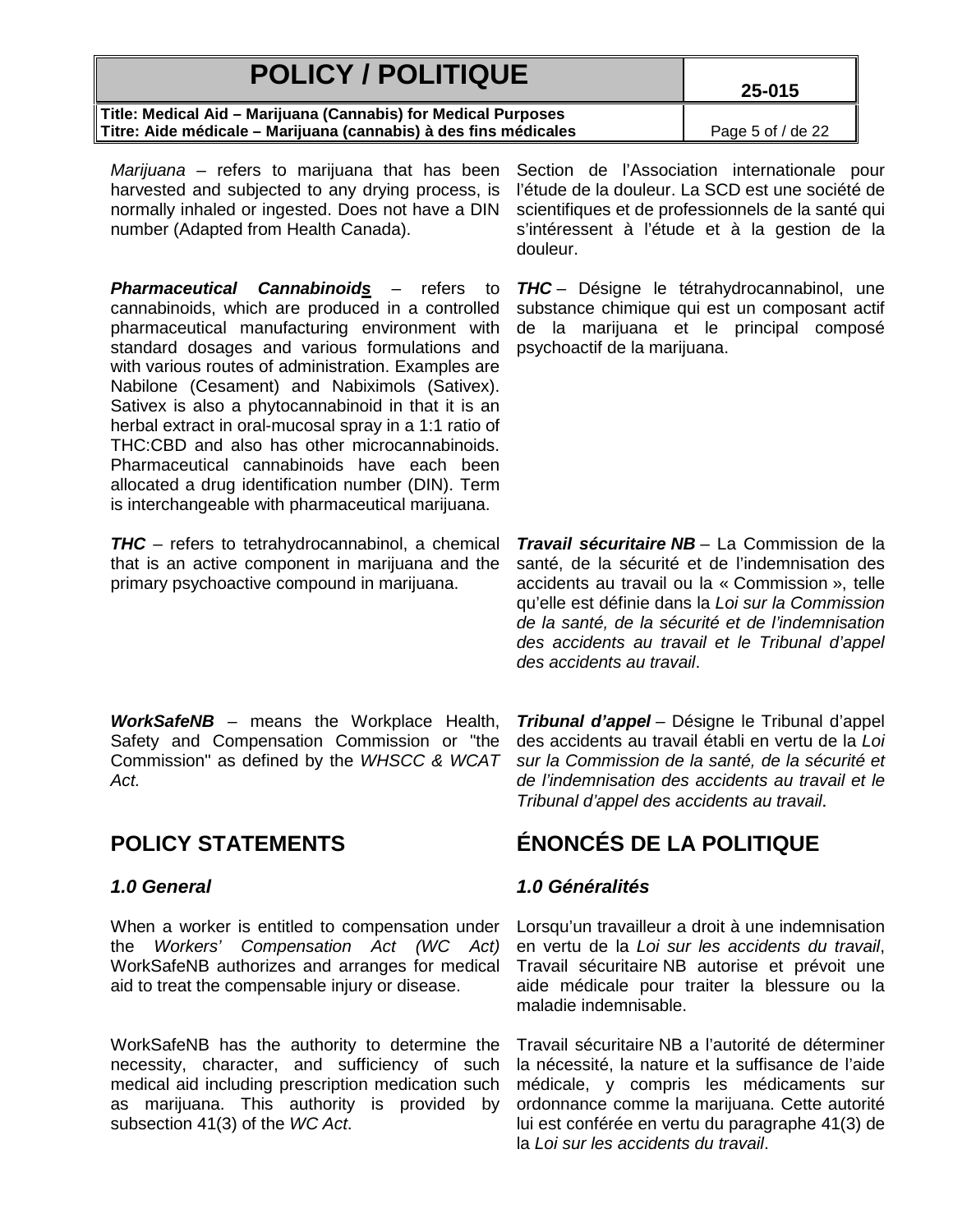*Marijuana* – refers to marijuana that has been harvested and subjected to any drying process, is normally inhaled or ingested. Does not have a DIN number (Adapted from Health Canada).

***Pharmaceutical Cannabinoids*** – refers to cannabinoids, which are produced in a controlled pharmaceutical manufacturing environment with standard dosages and various formulations and with various routes of administration. Examples are Nabilone (Cesament) and Nabiximols (Sativex). Sativex is also a phytocannabinoid in that it is an herbal extract in oral-mucosal spray in a 1:1 ratio of THC:CBD and also has other microcannabinoids. Pharmaceutical cannabinoids have each been allocated a drug identification number (DIN). Term is interchangeable with pharmaceutical marijuana.

***THC*** – refers to tetrahydrocannabinol, a chemical that is an active component in marijuana and the primary psychoactive compound in marijuana.

***WorkSafeNB*** – means the Workplace Health, Safety and Compensation Commission or "the Commission" as defined by the *WHSCC & WCAT Act.*

Section de l'Association internationale pour l'étude de la douleur. La SCD est une société de scientifiques et de professionnels de la santé qui s'intéressent à l'étude et à la gestion de la douleur.

***THC*** – Désigne le tétrahydrocannabinol, une substance chimique qui est un composant actif de la marijuana et le principal composé psychoactif de la marijuana.

***Travail sécuritaire NB*** – La Commission de la santé, de la sécurité et de l'indemnisation des accidents au travail ou la « Commission », telle qu'elle est définie dans la *Loi sur la Commission de la santé, de la sécurité et de l'indemnisation des accidents au travail et le Tribunal d'appel des accidents au travail*.

***Tribunal d'appel*** – Désigne le Tribunal d'appel des accidents au travail établi en vertu de la *Loi sur la Commission de la santé, de la sécurité et de l'indemnisation des accidents au travail et le Tribunal d'appel des accidents au travail*.

## POLICY STATEMENTS

### *1.0 General*

When a worker is entitled to compensation under the *Workers' Compensation Act (WC Act)* WorkSafeNB authorizes and arranges for medical aid to treat the compensable injury or disease.

WorkSafeNB has the authority to determine the necessity, character, and sufficiency of such medical aid including prescription medication such as marijuana. This authority is provided by subsection 41(3) of the *WC Act*.

## ÉNONCÉS DE LA POLITIQUE

### *1.0 Généralités*

Lorsqu'un travailleur a droit à une indemnisation en vertu de la *Loi sur les accidents du travail*, Travail sécuritaire NB autorise et prévoit une aide médicale pour traiter la blessure ou la maladie indemnisable.

Travail sécuritaire NB a l'autorité de déterminer la nécessité, la nature et la suffisance de l'aide médicale, y compris les médicaments sur ordonnance comme la marijuana. Cette autorité lui est conférée en vertu du paragraphe 41(3) de la *Loi sur les accidents du travail*.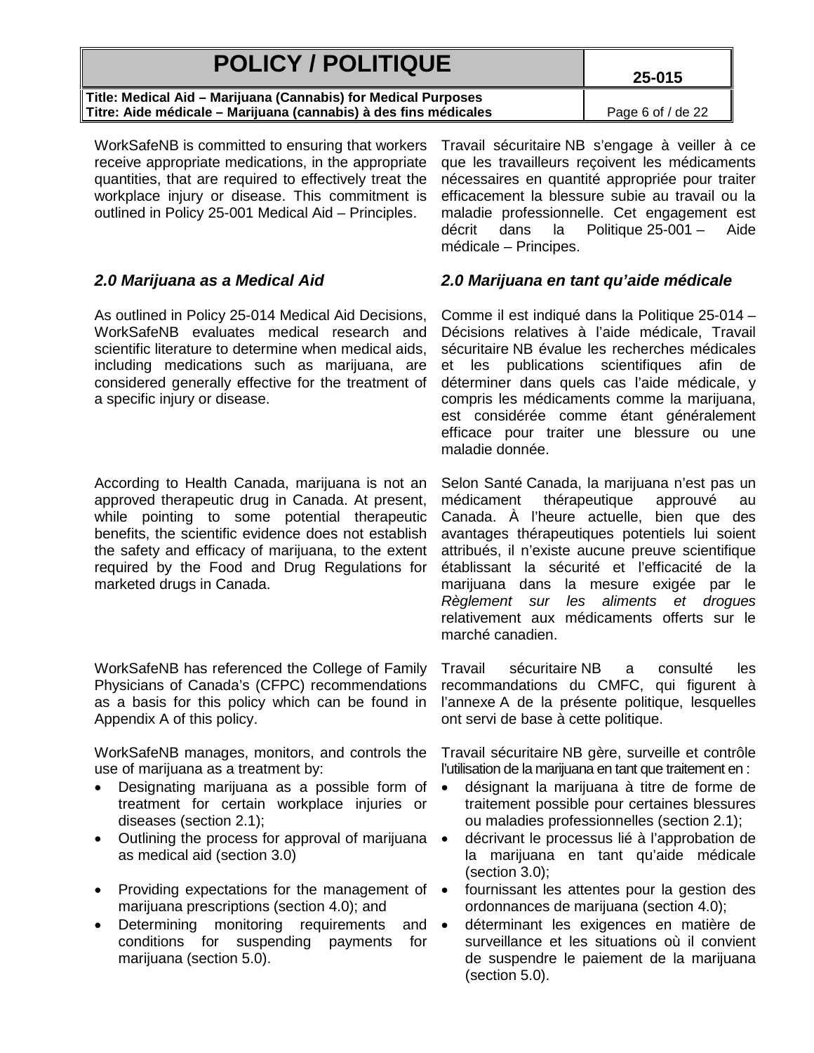WorkSafeNB is committed to ensuring that workers receive appropriate medications, in the appropriate quantities, that are required to effectively treat the workplace injury or disease. This commitment is outlined in Policy 25-001 Medical Aid – Principles.

Travail sécuritaire NB s'engage à veiller à ce que les travailleurs reçoivent les médicaments nécessaires en quantité appropriée pour traiter efficacement la blessure subie au travail ou la maladie professionnelle. Cet engagement est décrit dans la Politique 25-001 – Aide médicale – Principes.

### *2.0 Marijuana as a Medical Aid*

As outlined in Policy 25-014 Medical Aid Decisions, WorkSafeNB evaluates medical research and scientific literature to determine when medical aids, including medications such as marijuana, are considered generally effective for the treatment of a specific injury or disease.

According to Health Canada, marijuana is not an approved therapeutic drug in Canada. At present, while pointing to some potential therapeutic benefits, the scientific evidence does not establish the safety and efficacy of marijuana, to the extent required by the Food and Drug Regulations for marketed drugs in Canada.

WorkSafeNB has referenced the College of Family Physicians of Canada's (CFPC) recommendations as a basis for this policy which can be found in Appendix A of this policy.

WorkSafeNB manages, monitors, and controls the use of marijuana as a treatment by:

- Designating marijuana as a possible form of treatment for certain workplace injuries or diseases (section 2.1);
- Outlining the process for approval of marijuana as medical aid (section 3.0)
- Providing expectations for the management of marijuana prescriptions (section 4.0); and
- Determining monitoring requirements and conditions for suspending payments for marijuana (section 5.0).

### *2.0 Marijuana en tant qu'aide médicale*

Comme il est indiqué dans la Politique 25-014 – Décisions relatives à l'aide médicale, Travail sécuritaire NB évalue les recherches médicales et les publications scientifiques afin de déterminer dans quels cas l'aide médicale, y compris les médicaments comme la marijuana, est considérée comme étant généralement efficace pour traiter une blessure ou une maladie donnée.

Selon Santé Canada, la marijuana n'est pas un médicament thérapeutique approuvé au Canada. À l'heure actuelle, bien que des avantages thérapeutiques potentiels lui soient attribués, il n'existe aucune preuve scientifique établissant la sécurité et l'efficacité de la marijuana dans la mesure exigée par le *Règlement sur les aliments et drogues* relativement aux médicaments offerts sur le marché canadien.

Travail sécuritaire NB a consulté les recommandations du CMFC, qui figurent à l'annexe A de la présente politique, lesquelles ont servi de base à cette politique.

Travail sécuritaire NB gère, surveille et contrôle l'utilisation de la marijuana en tant que traitement en :

- désignant la marijuana à titre de forme de traitement possible pour certaines blessures ou maladies professionnelles (section 2.1);
- décrivant le processus lié à l'approbation de la marijuana en tant qu'aide médicale (section 3.0);
- fournissant les attentes pour la gestion des ordonnances de marijuana (section 4.0);
- déterminant les exigences en matière de surveillance et les situations où il convient de suspendre le paiement de la marijuana (section 5.0).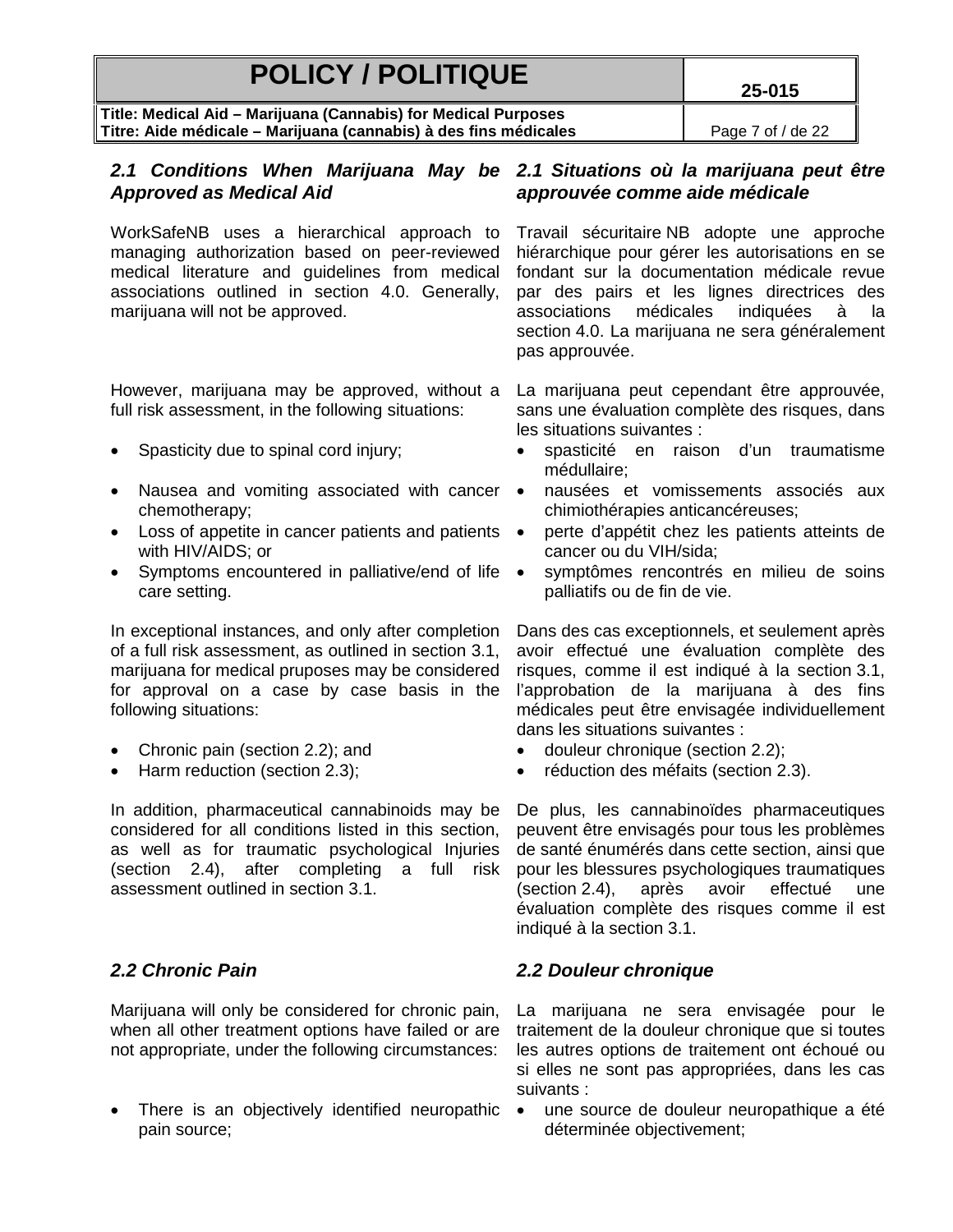### *2.1 Conditions When Marijuana May be Approved as Medical Aid*

WorkSafeNB uses a hierarchical approach to managing authorization based on peer-reviewed medical literature and guidelines from medical associations outlined in section 4.0. Generally, marijuana will not be approved.

However, marijuana may be approved, without a full risk assessment, in the following situations:

- Spasticity due to spinal cord injury;
- Nausea and vomiting associated with cancer chemotherapy;
- Loss of appetite in cancer patients and patients with HIV/AIDS; or
- Symptoms encountered in palliative/end of life care setting.

In exceptional instances, and only after completion of a full risk assessment, as outlined in section 3.1, marijuana for medical pruposes may be considered for approval on a case by case basis in the following situations:

- Chronic pain (section 2.2); and
- Harm reduction (section 2.3);

In addition, pharmaceutical cannabinoids may be considered for all conditions listed in this section, as well as for traumatic psychological Injuries (section 2.4), after completing a full risk assessment outlined in section 3.1.

### *2.2 Chronic Pain*

Marijuana will only be considered for chronic pain, when all other treatment options have failed or are not appropriate, under the following circumstances:

- There is an objectively identified neuropathic pain source;

### *2.1 Situations où la marijuana peut être approuvée comme aide médicale*

Travail sécuritaire NB adopte une approche hiérarchique pour gérer les autorisations en se fondant sur la documentation médicale revue par des pairs et les lignes directrices des associations médicales indiquées à la section 4.0. La marijuana ne sera généralement pas approuvée.

La marijuana peut cependant être approuvée, sans une évaluation complète des risques, dans les situations suivantes :

- spasticité en raison d'un traumatisme médullaire;
- nausées et vomissements associés aux chimiothérapies anticancéreuses;
- perte d'appétit chez les patients atteints de cancer ou du VIH/sida;
- symptômes rencontrés en milieu de soins palliatifs ou de fin de vie.

Dans des cas exceptionnels, et seulement après avoir effectué une évaluation complète des risques, comme il est indiqué à la section 3.1, l'approbation de la marijuana à des fins médicales peut être envisagée individuellement dans les situations suivantes :

- douleur chronique (section 2.2);
- réduction des méfaits (section 2.3).

De plus, les cannabinoïdes pharmaceutiques peuvent être envisagés pour tous les problèmes de santé énumérés dans cette section, ainsi que pour les blessures psychologiques traumatiques (section 2.4), après avoir effectué une évaluation complète des risques comme il est indiqué à la section 3.1.

### *2.2 Douleur chronique*

La marijuana ne sera envisagée pour le traitement de la douleur chronique que si toutes les autres options de traitement ont échoué ou si elles ne sont pas appropriées, dans les cas suivants :

- une source de douleur neuropathique a été déterminée objectivement;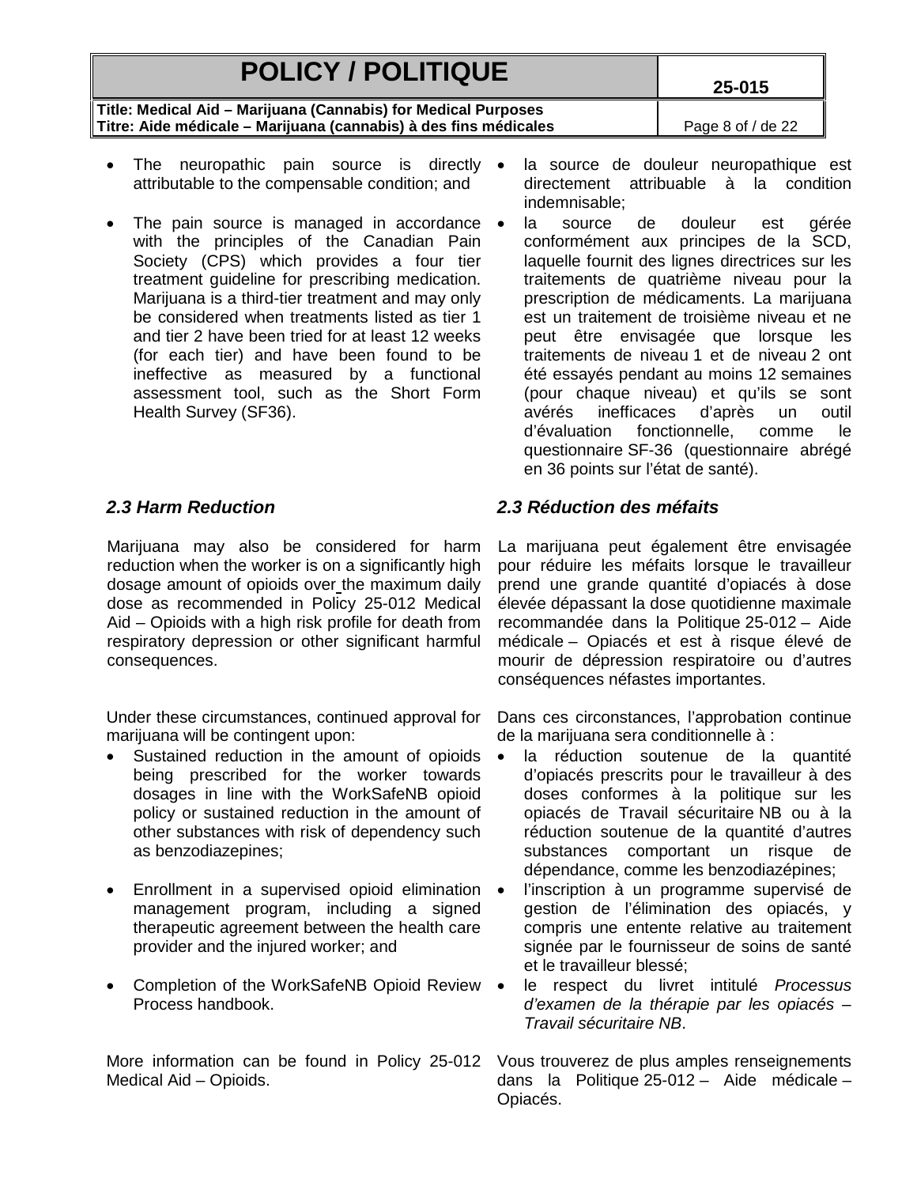- The neuropathic pain source is directly attributable to the compensable condition; and
- The pain source is managed in accordance with the principles of the Canadian Pain Society (CPS) which provides a four tier treatment guideline for prescribing medication. Marijuana is a third-tier treatment and may only be considered when treatments listed as tier 1 and tier 2 have been tried for at least 12 weeks (for each tier) and have been found to be ineffective as measured by a functional assessment tool, such as the Short Form Health Survey (SF36).

- la source de douleur neuropathique est directement attribuable à la condition indemnisable;
- la source de douleur est gérée conformément aux principes de la SCD, laquelle fournit des lignes directrices sur les traitements de quatrième niveau pour la prescription de médicaments. La marijuana est un traitement de troisième niveau et ne peut être envisagée que lorsque les traitements de niveau 1 et de niveau 2 ont été essayés pendant au moins 12 semaines (pour chaque niveau) et qu'ils se sont avérés inefficaces d'après un outil d'évaluation fonctionnelle, comme le questionnaire SF-36 (questionnaire abrégé en 36 points sur l'état de santé).

### *2.3 Harm Reduction*

Marijuana may also be considered for harm reduction when the worker is on a significantly high dosage amount of opioids over the maximum daily dose as recommended in Policy 25-012 Medical Aid – Opioids with a high risk profile for death from respiratory depression or other significant harmful consequences.

Under these circumstances, continued approval for marijuana will be contingent upon:

- Sustained reduction in the amount of opioids being prescribed for the worker towards dosages in line with the WorkSafeNB opioid policy or sustained reduction in the amount of other substances with risk of dependency such as benzodiazepines;
- Enrollment in a supervised opioid elimination management program, including a signed therapeutic agreement between the health care provider and the injured worker; and
- Completion of the WorkSafeNB Opioid Review Process handbook.

More information can be found in Policy 25-012 Medical Aid – Opioids.

### *2.3 Réduction des méfaits*

La marijuana peut également être envisagée pour réduire les méfaits lorsque le travailleur prend une grande quantité d'opiacés à dose élevée dépassant la dose quotidienne maximale recommandée dans la Politique 25-012 – Aide médicale – Opiacés et est à risque élevé de mourir de dépression respiratoire ou d'autres conséquences néfastes importantes.

Dans ces circonstances, l'approbation continue de la marijuana sera conditionnelle à :

- la réduction soutenue de la quantité d'opiacés prescrits pour le travailleur à des doses conformes à la politique sur les opiacés de Travail sécuritaire NB ou à la réduction soutenue de la quantité d'autres substances comportant un risque de dépendance, comme les benzodiazépines;
- l'inscription à un programme supervisé de gestion de l'élimination des opiacés, y compris une entente relative au traitement signée par le fournisseur de soins de santé et le travailleur blessé;
- le respect du livret intitulé *Processus d'examen de la thérapie par les opiacés – Travail sécuritaire NB*.

Vous trouverez de plus amples renseignements dans la Politique 25-012 – Aide médicale – Opiacés.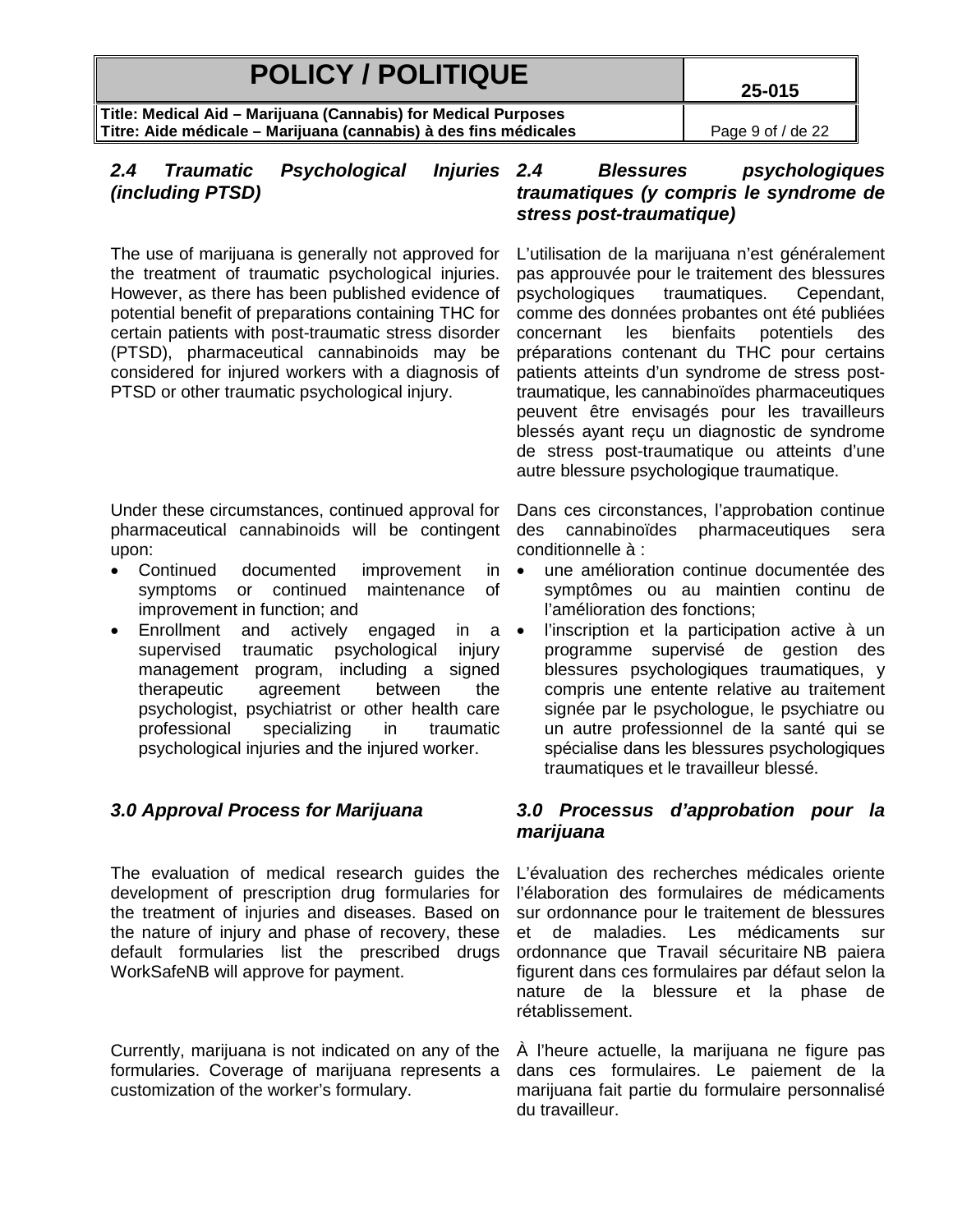### *2.4 Traumatic Psychological Injuries (including PTSD)*

The use of marijuana is generally not approved for the treatment of traumatic psychological injuries. However, as there has been published evidence of potential benefit of preparations containing THC for certain patients with post-traumatic stress disorder (PTSD), pharmaceutical cannabinoids may be considered for injured workers with a diagnosis of PTSD or other traumatic psychological injury.

Under these circumstances, continued approval for pharmaceutical cannabinoids will be contingent upon:

- Continued documented improvement in symptoms or continued maintenance of improvement in function; and
- Enrollment and actively engaged in a supervised traumatic psychological injury management program, including a signed therapeutic agreement between the psychologist, psychiatrist or other health care professional specializing in traumatic psychological injuries and the injured worker.

### *2.4 Blessures psychologiques traumatiques (y compris le syndrome de stress post-traumatique)*

L’utilisation de la marijuana n’est généralement pas approuvée pour le traitement des blessures psychologiques traumatiques. Cependant, comme des données probantes ont été publiées concernant les bienfaits potentiels des préparations contenant du THC pour certains patients atteints d’un syndrome de stress post-traumatique, les cannabinoïdes pharmaceutiques peuvent être envisagés pour les travailleurs blessés ayant reçu un diagnostic de syndrome de stress post-traumatique ou atteints d’une autre blessure psychologique traumatique.

Dans ces circonstances, l’approbation continue des cannabinoïdes pharmaceutiques sera conditionnelle à :

- une amélioration continue documentée des symptômes ou au maintien continu de l’amélioration des fonctions;
- l’inscription et la participation active à un programme supervisé de gestion des blessures psychologiques traumatiques, y compris une entente relative au traitement signée par le psychologue, le psychiatre ou un autre professionnel de la santé qui se spécialise dans les blessures psychologiques traumatiques et le travailleur blessé.

### *3.0 Approval Process for Marijuana*

The evaluation of medical research guides the development of prescription drug formularies for the treatment of injuries and diseases. Based on the nature of injury and phase of recovery, these default formularies list the prescribed drugs WorkSafeNB will approve for payment.

Currently, marijuana is not indicated on any of the formularies. Coverage of marijuana represents a customization of the worker’s formulary.

### *3.0 Processus d’approbation pour la marijuana*

L’évaluation des recherches médicales oriente l’élaboration des formulaires de médicaments sur ordonnance pour le traitement de blessures et de maladies. Les médicaments sur ordonnance que Travail sécuritaire NB paiera figurent dans ces formulaires par défaut selon la nature de la blessure et la phase de rétablissement.

À l’heure actuelle, la marijuana ne figure pas dans ces formulaires. Le paiement de la marijuana fait partie du formulaire personnalisé du travailleur.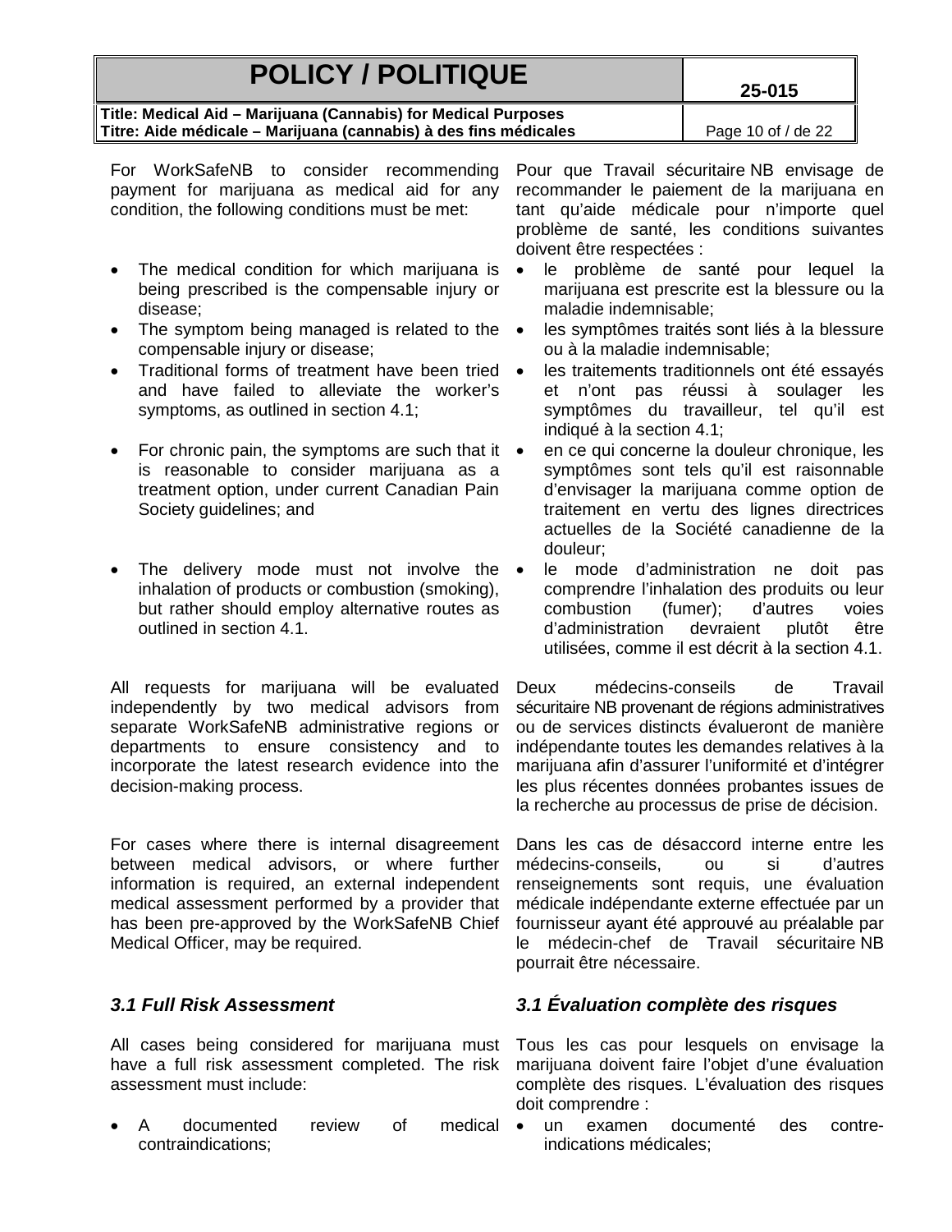For WorkSafeNB to consider recommending payment for marijuana as medical aid for any condition, the following conditions must be met:

- The medical condition for which marijuana is being prescribed is the compensable injury or disease;
- The symptom being managed is related to the compensable injury or disease;
- Traditional forms of treatment have been tried and have failed to alleviate the worker's symptoms, as outlined in section 4.1;
- For chronic pain, the symptoms are such that it is reasonable to consider marijuana as a treatment option, under current Canadian Pain Society guidelines; and
- The delivery mode must not involve the inhalation of products or combustion (smoking), but rather should employ alternative routes as outlined in section 4.1.

All requests for marijuana will be evaluated independently by two medical advisors from separate WorkSafeNB administrative regions or departments to ensure consistency and to incorporate the latest research evidence into the decision-making process.

For cases where there is internal disagreement between medical advisors, or where further information is required, an external independent medical assessment performed by a provider that has been pre-approved by the WorkSafeNB Chief Medical Officer, may be required.

Pour que Travail sécuritaire NB envisage de recommander le paiement de la marijuana en tant qu'aide médicale pour n'importe quel problème de santé, les conditions suivantes doivent être respectées :

- le problème de santé pour lequel la marijuana est prescrite est la blessure ou la maladie indemnisable;
- les symptômes traités sont liés à la blessure ou à la maladie indemnisable;
- les traitements traditionnels ont été essayés et n'ont pas réussi à soulager les symptômes du travailleur, tel qu'il est indiqué à la section 4.1;
- en ce qui concerne la douleur chronique, les symptômes sont tels qu'il est raisonnable d'envisager la marijuana comme option de traitement en vertu des lignes directrices actuelles de la Société canadienne de la douleur;
- le mode d'administration ne doit pas comprendre l'inhalation des produits ou leur combustion (fumer); d'autres voies d'administration devraient plutôt être utilisées, comme il est décrit à la section 4.1.

Deux médecins-conseils de Travail sécuritaire NB provenant de régions administratives ou de services distincts évalueront de manière indépendante toutes les demandes relatives à la marijuana afin d'assurer l'uniformité et d'intégrer les plus récentes données probantes issues de la recherche au processus de prise de décision.

Dans les cas de désaccord interne entre les médecins-conseils, ou si d'autres renseignements sont requis, une évaluation médicale indépendante externe effectuée par un fournisseur ayant été approuvé au préalable par le médecin-chef de Travail sécuritaire NB pourrait être nécessaire.

### *3.1 Full Risk Assessment*

All cases being considered for marijuana must have a full risk assessment completed. The risk assessment must include:

- A documented review of medical contraindications;

### *3.1 Évaluation complète des risques*

Tous les cas pour lesquels on envisage la marijuana doivent faire l'objet d'une évaluation complète des risques. L'évaluation des risques doit comprendre :

- un examen documenté des contre-indications médicales;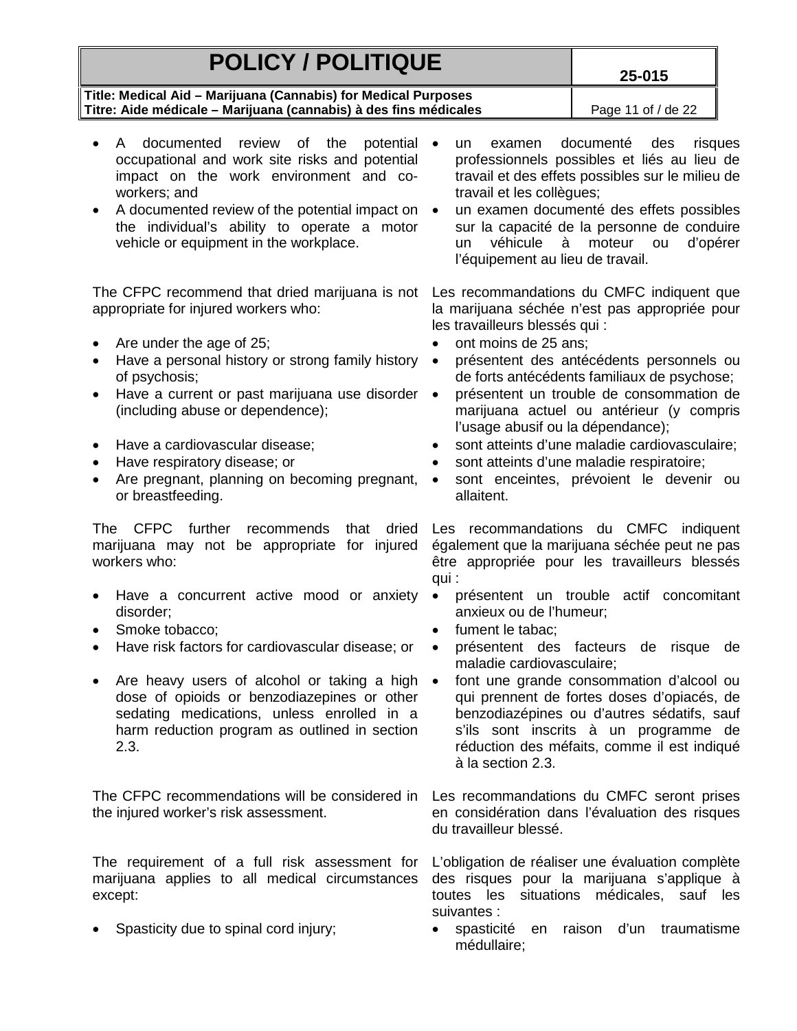- A documented review of the potential occupational and work site risks and potential impact on the work environment and co-workers; and
- A documented review of the potential impact on the individual's ability to operate a motor vehicle or equipment in the workplace.

The CFPC recommend that dried marijuana is not appropriate for injured workers who:

- Are under the age of 25;
- Have a personal history or strong family history of psychosis;
- Have a current or past marijuana use disorder (including abuse or dependence);
- Have a cardiovascular disease;
- Have respiratory disease; or
- Are pregnant, planning on becoming pregnant, or breastfeeding.

The CFPC further recommends that dried marijuana may not be appropriate for injured workers who:

- Have a concurrent active mood or anxiety disorder;
- Smoke tobacco;
- Have risk factors for cardiovascular disease; or
- Are heavy users of alcohol or taking a high dose of opioids or benzodiazepines or other sedating medications, unless enrolled in a harm reduction program as outlined in section 2.3.

The CFPC recommendations will be considered in the injured worker's risk assessment.

The requirement of a full risk assessment for marijuana applies to all medical circumstances except:

- Spasticity due to spinal cord injury;

- un examen documenté des risques professionnels possibles et liés au lieu de travail et des effets possibles sur le milieu de travail et les collègues;
- un examen documenté des effets possibles sur la capacité de la personne de conduire un véhicule à moteur ou d'opérer l'équipement au lieu de travail.

Les recommandations du CMFC indiquent que la marijuana séchée n'est pas appropriée pour les travailleurs blessés qui :

- ont moins de 25 ans;
- présentent des antécédents personnels ou de forts antécédents familiaux de psychose;
- présentent un trouble de consommation de marijuana actuel ou antérieur (y compris l'usage abusif ou la dépendance);
- sont atteints d'une maladie cardiovasculaire;
- sont atteints d'une maladie respiratoire;
- sont enceintes, prévoient le devenir ou allaitent.

Les recommandations du CMFC indiquent également que la marijuana séchée peut ne pas être appropriée pour les travailleurs blessés qui :

- présentent un trouble actif concomitant anxieux ou de l'humeur;
- fument le tabac;
- présentent des facteurs de risque de maladie cardiovasculaire;
- font une grande consommation d'alcool ou qui prennent de fortes doses d'opiacés, de benzodiazépines ou d'autres sédatifs, sauf s'ils sont inscrits à un programme de réduction des méfaits, comme il est indiqué à la section 2.3.

Les recommandations du CMFC seront prises en considération dans l'évaluation des risques du travailleur blessé.

L'obligation de réaliser une évaluation complète des risques pour la marijuana s'applique à toutes les situations médicales, sauf les suivantes :

- spasticité en raison d'un traumatisme médullaire;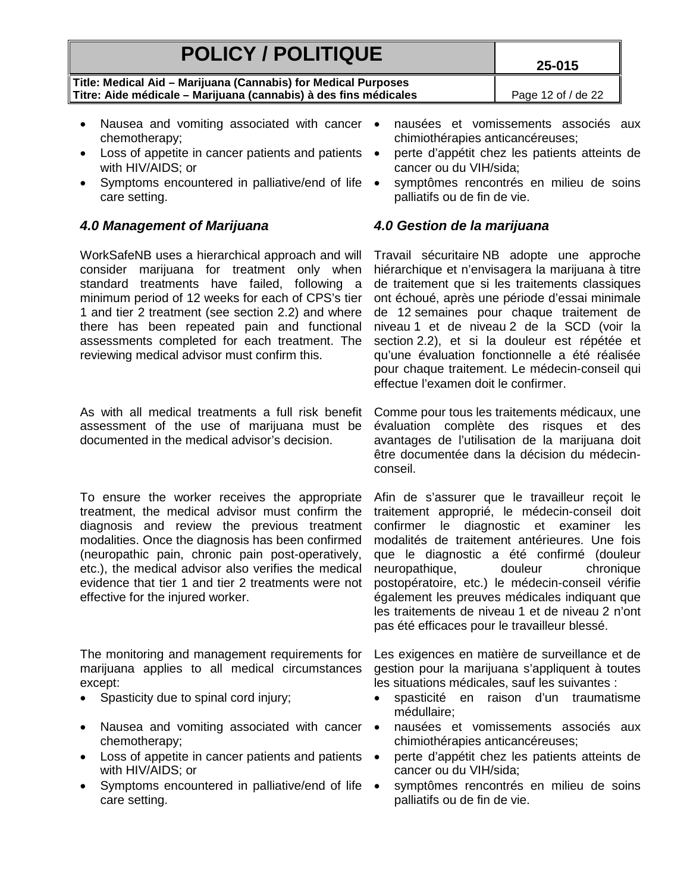- Nausea and vomiting associated with cancer chemotherapy;
- Loss of appetite in cancer patients and patients with HIV/AIDS; or
- Symptoms encountered in palliative/end of life care setting.

- nausées et vomissements associés aux chimiothérapies anticancéreuses;
- perte d'appétit chez les patients atteints de cancer ou du VIH/sida;
- symptômes rencontrés en milieu de soins palliatifs ou de fin de vie.

### *4.0 Management of Marijuana*

WorkSafeNB uses a hierarchical approach and will consider marijuana for treatment only when standard treatments have failed, following a minimum period of 12 weeks for each of CPS's tier 1 and tier 2 treatment (see section 2.2) and where there has been repeated pain and functional assessments completed for each treatment. The reviewing medical advisor must confirm this.

As with all medical treatments a full risk benefit assessment of the use of marijuana must be documented in the medical advisor's decision.

To ensure the worker receives the appropriate treatment, the medical advisor must confirm the diagnosis and review the previous treatment modalities. Once the diagnosis has been confirmed (neuropathic pain, chronic pain post-operatively, etc.), the medical advisor also verifies the medical evidence that tier 1 and tier 2 treatments were not effective for the injured worker.

The monitoring and management requirements for marijuana applies to all medical circumstances except:

- Spasticity due to spinal cord injury;
- Nausea and vomiting associated with cancer chemotherapy;
- Loss of appetite in cancer patients and patients with HIV/AIDS; or
- Symptoms encountered in palliative/end of life care setting.

### *4.0 Gestion de la marijuana*

Travail sécuritaire NB adopte une approche hiérarchique et n'envisagera la marijuana à titre de traitement que si les traitements classiques ont échoué, après une période d'essai minimale de 12 semaines pour chaque traitement de niveau 1 et de niveau 2 de la SCD (voir la section 2.2), et si la douleur est répétée et qu'une évaluation fonctionnelle a été réalisée pour chaque traitement. Le médecin-conseil qui effectue l'examen doit le confirmer.

Comme pour tous les traitements médicaux, une évaluation complète des risques et des avantages de l'utilisation de la marijuana doit être documentée dans la décision du médecin-conseil.

Afin de s'assurer que le travailleur reçoit le traitement approprié, le médecin-conseil doit confirmer le diagnostic et examiner les modalités de traitement antérieures. Une fois que le diagnostic a été confirmé (douleur neuropathique, douleur chronique postopératoire, etc.) le médecin-conseil vérifie également les preuves médicales indiquant que les traitements de niveau 1 et de niveau 2 n'ont pas été efficaces pour le travailleur blessé.

Les exigences en matière de surveillance et de gestion pour la marijuana s'appliquent à toutes les situations médicales, sauf les suivantes :

- spasticité en raison d'un traumatisme médullaire;
- nausées et vomissements associés aux chimiothérapies anticancéreuses;
- perte d'appétit chez les patients atteints de cancer ou du VIH/sida;
- symptômes rencontrés en milieu de soins palliatifs ou de fin de vie.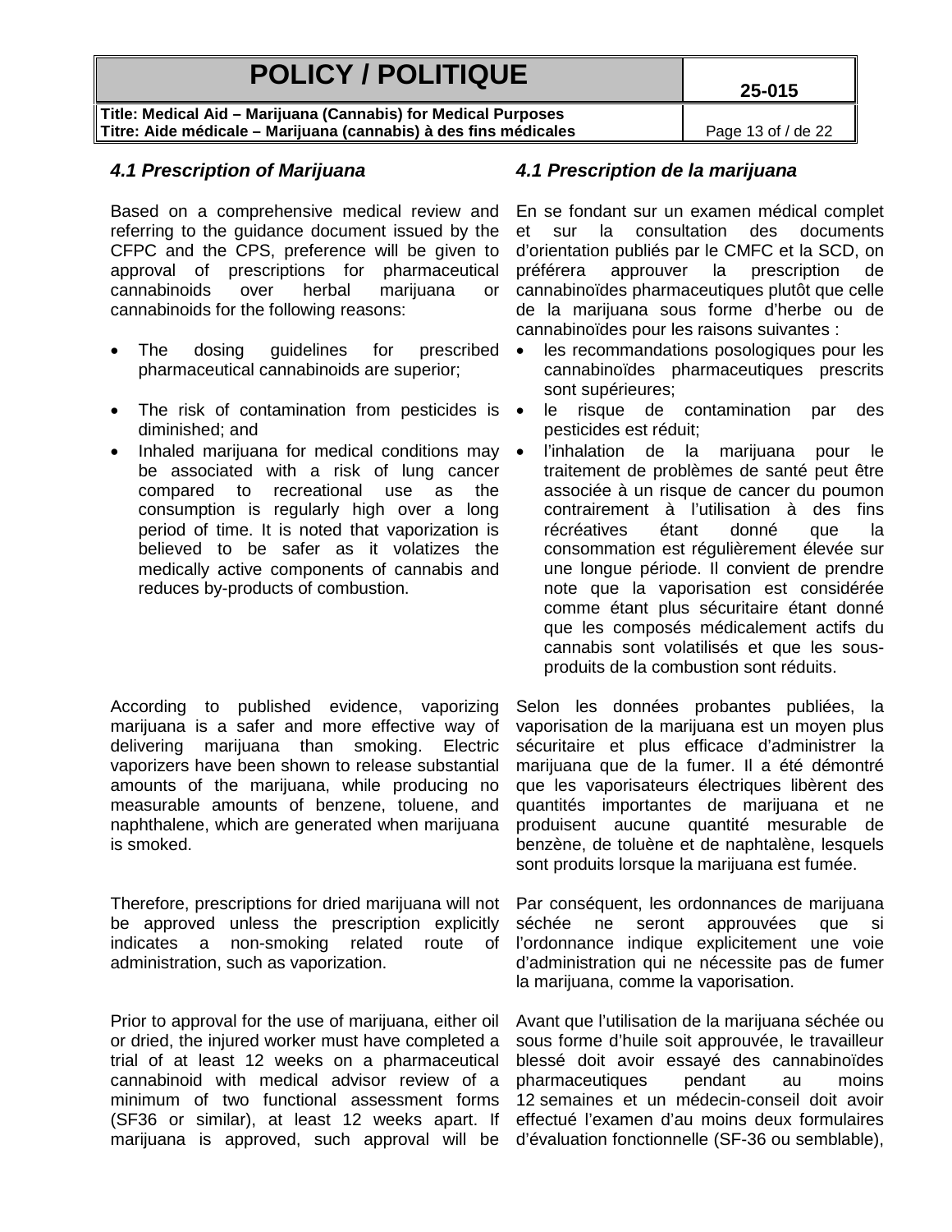### *4.1 Prescription of Marijuana*

Based on a comprehensive medical review and referring to the guidance document issued by the CFPC and the CPS, preference will be given to approval of prescriptions for pharmaceutical cannabinoids over herbal marijuana or cannabinoids for the following reasons:

- The dosing guidelines for prescribed pharmaceutical cannabinoids are superior;
- The risk of contamination from pesticides is diminished; and
- Inhaled marijuana for medical conditions may be associated with a risk of lung cancer compared to recreational use as the consumption is regularly high over a long period of time. It is noted that vaporization is believed to be safer as it volatizes the medically active components of cannabis and reduces by-products of combustion.

According to published evidence, vaporizing marijuana is a safer and more effective way of delivering marijuana than smoking. Electric vaporizers have been shown to release substantial amounts of the marijuana, while producing no measurable amounts of benzene, toluene, and naphthalene, which are generated when marijuana is smoked.

Therefore, prescriptions for dried marijuana will not be approved unless the prescription explicitly indicates a non-smoking related route of administration, such as vaporization.

Prior to approval for the use of marijuana, either oil or dried, the injured worker must have completed a trial of at least 12 weeks on a pharmaceutical cannabinoid with medical advisor review of a minimum of two functional assessment forms (SF36 or similar), at least 12 weeks apart. If marijuana is approved, such approval will be

### *4.1 Prescription de la marijuana*

En se fondant sur un examen médical complet et sur la consultation des documents d'orientation publiés par le CMFC et la SCD, on préférera approuver la prescription de cannabinoïdes pharmaceutiques plutôt que celle de la marijuana sous forme d'herbe ou de cannabinoïdes pour les raisons suivantes :

- les recommandations posologiques pour les cannabinoïdes pharmaceutiques prescrits sont supérieures;
- le risque de contamination par des pesticides est réduit;
- l'inhalation de la marijuana pour le traitement de problèmes de santé peut être associée à un risque de cancer du poumon contrairement à l'utilisation à des fins récréatives étant donné que la consommation est régulièrement élevée sur une longue période. Il convient de prendre note que la vaporisation est considérée comme étant plus sécuritaire étant donné que les composés médicalement actifs du cannabis sont volatilisés et que les sous-produits de la combustion sont réduits.

Selon les données probantes publiées, la vaporisation de la marijuana est un moyen plus sécuritaire et plus efficace d'administrer la marijuana que de la fumer. Il a été démontré que les vaporisateurs électriques libèrent des quantités importantes de marijuana et ne produisent aucune quantité mesurable de benzène, de toluène et de naphtalène, lesquels sont produits lorsque la marijuana est fumée.

Par conséquent, les ordonnances de marijuana séchée ne seront approuvées que si l'ordonnance indique explicitement une voie d'administration qui ne nécessite pas de fumer la marijuana, comme la vaporisation.

Avant que l'utilisation de la marijuana séchée ou sous forme d'huile soit approuvée, le travailleur blessé doit avoir essayé des cannabinoïdes pharmaceutiques pendant au moins 12 semaines et un médecin-conseil doit avoir effectué l'examen d'au moins deux formulaires d'évaluation fonctionnelle (SF-36 ou semblable),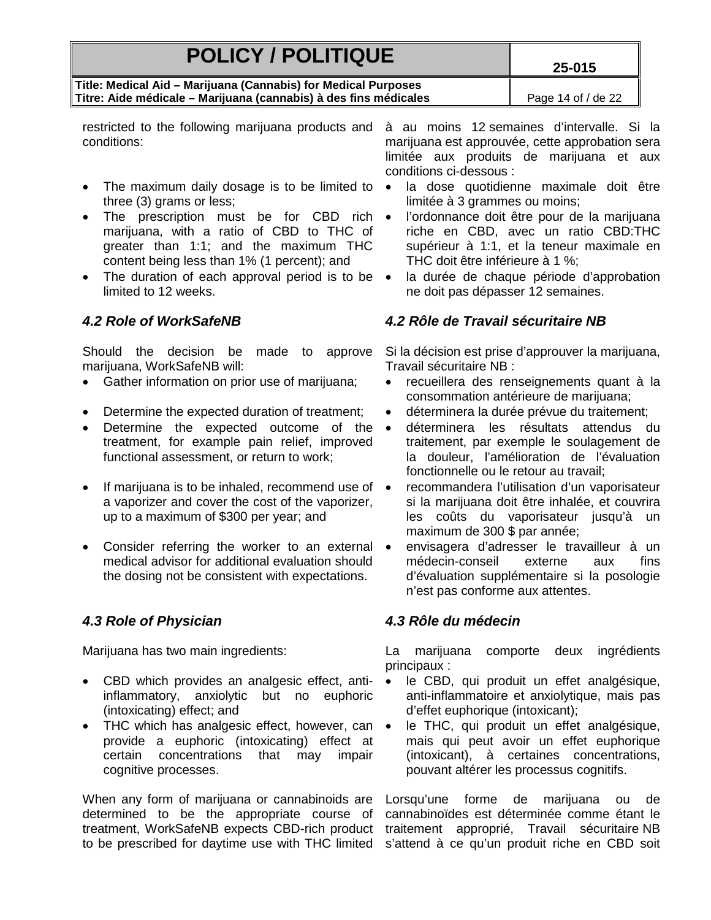restricted to the following marijuana products and conditions:

- The maximum daily dosage is to be limited to three (3) grams or less;
- The prescription must be for CBD rich marijuana, with a ratio of CBD to THC of greater than 1:1; and the maximum THC content being less than 1% (1 percent); and
- The duration of each approval period is to be limited to 12 weeks.

### *4.2 Role of WorkSafeNB*

Should the decision be made to approve marijuana, WorkSafeNB will:

- Gather information on prior use of marijuana;
- Determine the expected duration of treatment;
- Determine the expected outcome of the treatment, for example pain relief, improved functional assessment, or return to work;
- If marijuana is to be inhaled, recommend use of a vaporizer and cover the cost of the vaporizer, up to a maximum of $300 per year; and
- Consider referring the worker to an external medical advisor for additional evaluation should the dosing not be consistent with expectations.

### *4.3 Role of Physician*

Marijuana has two main ingredients:

- CBD which provides an analgesic effect, anti-inflammatory, anxiolytic but no euphoric (intoxicating) effect; and
- THC which has analgesic effect, however, can provide a euphoric (intoxicating) effect at certain concentrations that may impair cognitive processes.

When any form of marijuana or cannabinoids are determined to be the appropriate course of treatment, WorkSafeNB expects CBD-rich product to be prescribed for daytime use with THC limited

à au moins 12 semaines d'intervalle. Si la marijuana est approuvée, cette approbation sera limitée aux produits de marijuana et aux conditions ci-dessous :

- la dose quotidienne maximale doit être limitée à 3 grammes ou moins;
- l'ordonnance doit être pour de la marijuana riche en CBD, avec un ratio CBD:THC supérieur à 1:1, et la teneur maximale en THC doit être inférieure à 1 %;
- la durée de chaque période d'approbation ne doit pas dépasser 12 semaines.

### *4.2 Rôle de Travail sécuritaire NB*

Si la décision est prise d'approuver la marijuana, Travail sécuritaire NB :

- recueillera des renseignements quant à la consommation antérieure de marijuana;
- déterminera la durée prévue du traitement;
- déterminera les résultats attendus du traitement, par exemple le soulagement de la douleur, l'amélioration de l'évaluation fonctionnelle ou le retour au travail;
- recommandera l'utilisation d'un vaporisateur si la marijuana doit être inhalée, et couvrira les coûts du vaporisateur jusqu'à un maximum de 300 $ par année;
- envisagera d'adresser le travailleur à un médecin-conseil externe aux fins d'évaluation supplémentaire si la posologie n'est pas conforme aux attentes.

### *4.3 Rôle du médecin*

La marijuana comporte deux ingrédients principaux :

- le CBD, qui produit un effet analgésique, anti-inflammatoire et anxiolytique, mais pas d'effet euphorique (intoxicant);
- le THC, qui produit un effet analgésique, mais qui peut avoir un effet euphorique (intoxicant), à certaines concentrations, pouvant altérer les processus cognitifs.

Lorsqu'une forme de marijuana ou de cannabinoïdes est déterminée comme étant le traitement approprié, Travail sécuritaire NB s'attend à ce qu'un produit riche en CBD soit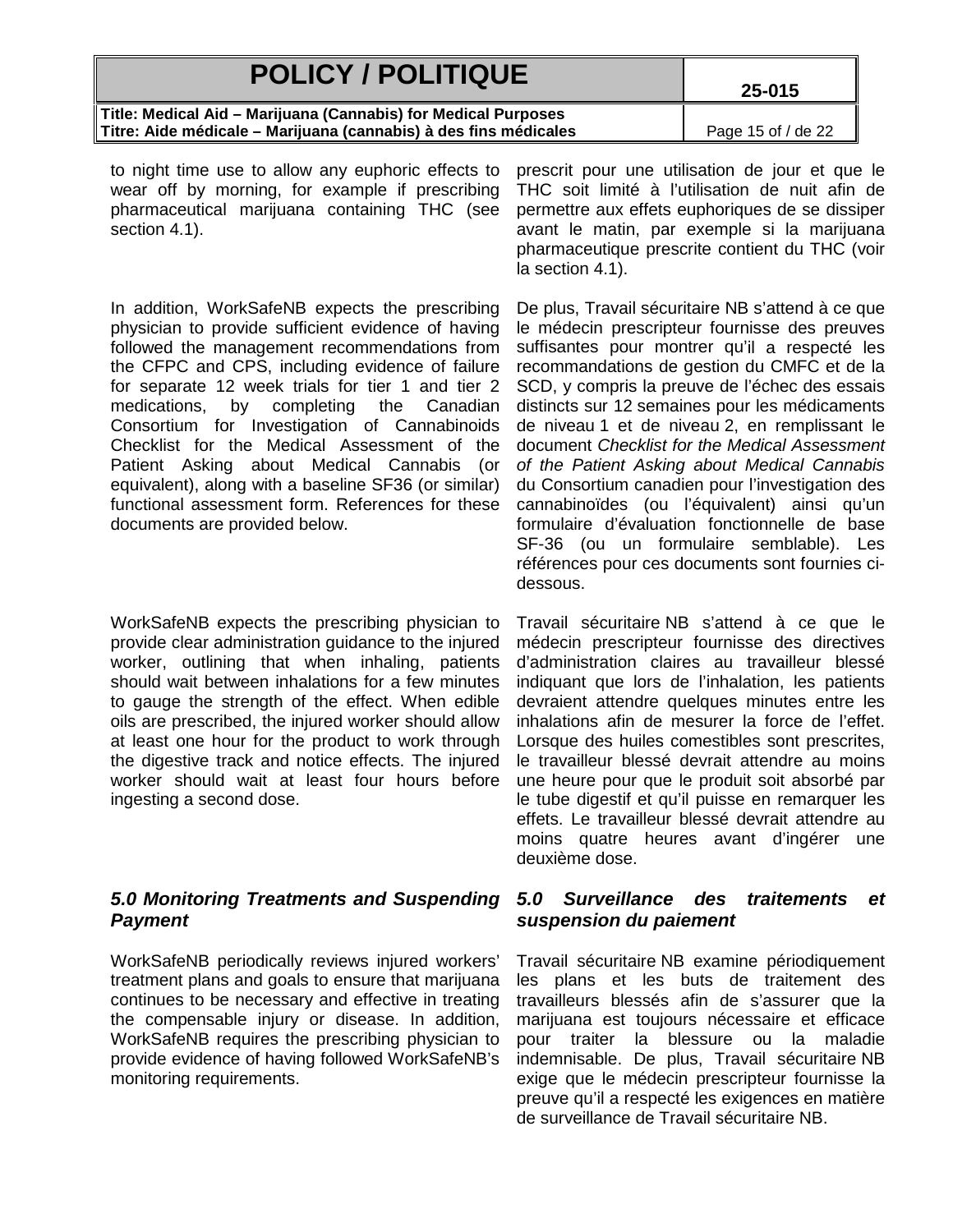to night time use to allow any euphoric effects to wear off by morning, for example if prescribing pharmaceutical marijuana containing THC (see section 4.1).

In addition, WorkSafeNB expects the prescribing physician to provide sufficient evidence of having followed the management recommendations from the CFPC and CPS, including evidence of failure for separate 12 week trials for tier 1 and tier 2 medications, by completing the Canadian Consortium for Investigation of Cannabinoids Checklist for the Medical Assessment of the Patient Asking about Medical Cannabis (or equivalent), along with a baseline SF36 (or similar) functional assessment form. References for these documents are provided below.

WorkSafeNB expects the prescribing physician to provide clear administration guidance to the injured worker, outlining that when inhaling, patients should wait between inhalations for a few minutes to gauge the strength of the effect. When edible oils are prescribed, the injured worker should allow at least one hour for the product to work through the digestive track and notice effects. The injured worker should wait at least four hours before ingesting a second dose.

### *5.0 Monitoring Treatments and Suspending Payment*

WorkSafeNB periodically reviews injured workers' treatment plans and goals to ensure that marijuana continues to be necessary and effective in treating the compensable injury or disease. In addition, WorkSafeNB requires the prescribing physician to provide evidence of having followed WorkSafeNB's monitoring requirements.

prescrit pour une utilisation de jour et que le THC soit limité à l'utilisation de nuit afin de permettre aux effets euphoriques de se dissiper avant le matin, par exemple si la marijuana pharmaceutique prescrite contient du THC (voir la section 4.1).

De plus, Travail sécuritaire NB s'attend à ce que le médecin prescripteur fournisse des preuves suffisantes pour montrer qu'il a respecté les recommandations de gestion du CMFC et de la SCD, y compris la preuve de l'échec des essais distincts sur 12 semaines pour les médicaments de niveau 1 et de niveau 2, en remplissant le document *Checklist for the Medical Assessment of the Patient Asking about Medical Cannabis* du Consortium canadien pour l'investigation des cannabinoïdes (ou l'équivalent) ainsi qu'un formulaire d'évaluation fonctionnelle de base SF-36 (ou un formulaire semblable). Les références pour ces documents sont fournies ci-dessous.

Travail sécuritaire NB s'attend à ce que le médecin prescripteur fournisse des directives d'administration claires au travailleur blessé indiquant que lors de l'inhalation, les patients devraient attendre quelques minutes entre les inhalations afin de mesurer la force de l'effet. Lorsque des huiles comestibles sont prescrites, le travailleur blessé devrait attendre au moins une heure pour que le produit soit absorbé par le tube digestif et qu'il puisse en remarquer les effets. Le travailleur blessé devrait attendre au moins quatre heures avant d'ingérer une deuxième dose.

### *5.0 Surveillance des traitements et suspension du paiement*

Travail sécuritaire NB examine périodiquement les plans et les buts de traitement des travailleurs blessés afin de s'assurer que la marijuana est toujours nécessaire et efficace pour traiter la blessure ou la maladie indemnisable. De plus, Travail sécuritaire NB exige que le médecin prescripteur fournisse la preuve qu'il a respecté les exigences en matière de surveillance de Travail sécuritaire NB.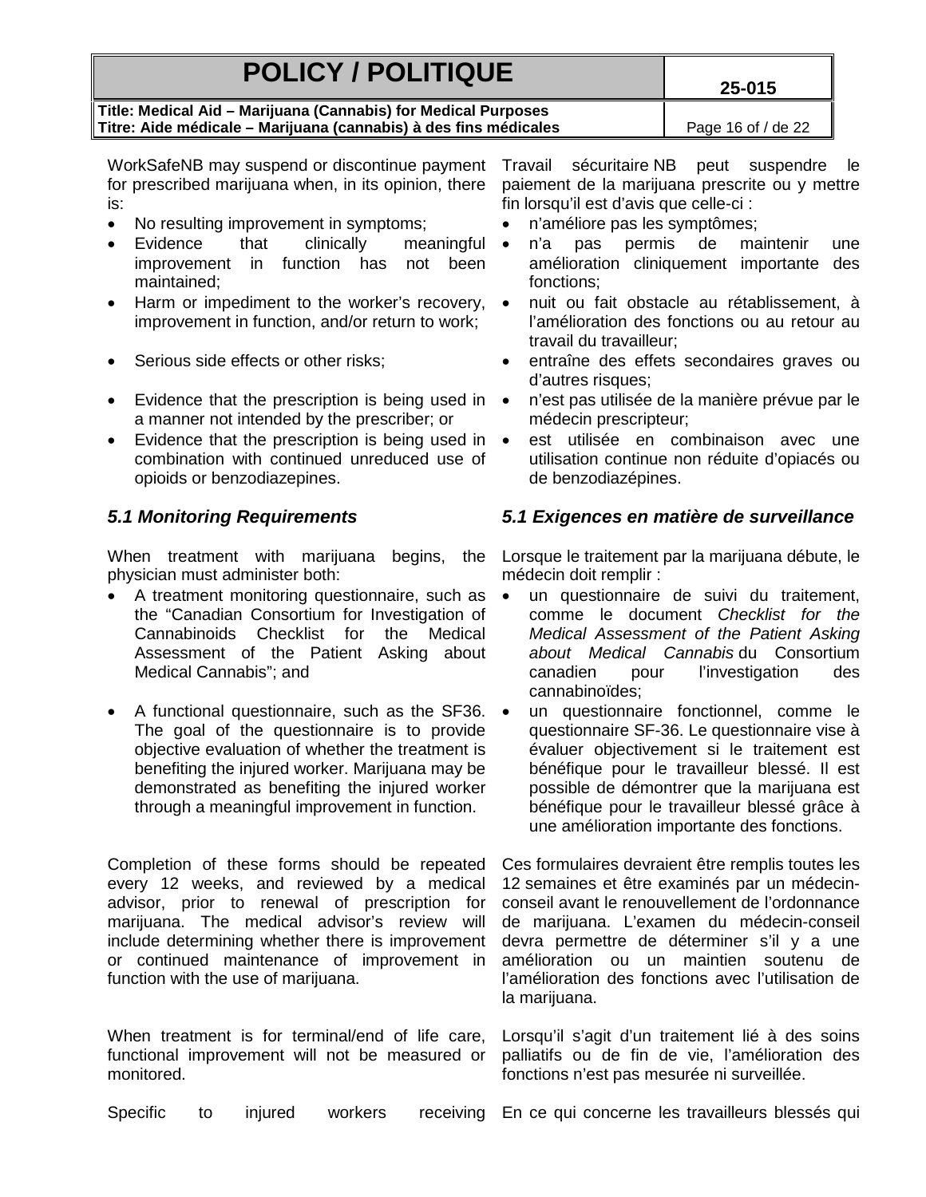WorkSafeNB may suspend or discontinue payment for prescribed marijuana when, in its opinion, there is:

- No resulting improvement in symptoms;
- Evidence that clinically meaningful improvement in function has not been maintained;
- Harm or impediment to the worker's recovery, improvement in function, and/or return to work;
- Serious side effects or other risks;
- Evidence that the prescription is being used in a manner not intended by the prescriber; or
- Evidence that the prescription is being used in combination with continued unreduced use of opioids or benzodiazepines.

Travail sécuritaire NB peut suspendre le paiement de la marijuana prescrite ou y mettre fin lorsqu'il est d'avis que celle-ci :

- n'améliore pas les symptômes;
- n'a pas permis de maintenir une amélioration cliniquement importante des fonctions;
- nuit ou fait obstacle au rétablissement, à l'amélioration des fonctions ou au retour au travail du travailleur;
- entraîne des effets secondaires graves ou d'autres risques;
- n'est pas utilisée de la manière prévue par le médecin prescripteur;
- est utilisée en combinaison avec une utilisation continue non réduite d'opiacés ou de benzodiazépines.

### *5.1 Monitoring Requirements*

When treatment with marijuana begins, the physician must administer both:

- A treatment monitoring questionnaire, such as the "Canadian Consortium for Investigation of Cannabinoids Checklist for the Medical Assessment of the Patient Asking about Medical Cannabis"; and
- A functional questionnaire, such as the SF36. The goal of the questionnaire is to provide objective evaluation of whether the treatment is benefiting the injured worker. Marijuana may be demonstrated as benefiting the injured worker through a meaningful improvement in function.

Completion of these forms should be repeated every 12 weeks, and reviewed by a medical advisor, prior to renewal of prescription for marijuana. The medical advisor's review will include determining whether there is improvement or continued maintenance of improvement in function with the use of marijuana.

When treatment is for terminal/end of life care, functional improvement will not be measured or monitored.

Specific to injured workers receiving

### *5.1 Exigences en matière de surveillance*

Lorsque le traitement par la marijuana débute, le médecin doit remplir :

- un questionnaire de suivi du traitement, comme le document *Checklist for the Medical Assessment of the Patient Asking about Medical Cannabis* du Consortium canadien pour l'investigation des cannabinoïdes;
- un questionnaire fonctionnel, comme le questionnaire SF-36. Le questionnaire vise à évaluer objectivement si le traitement est bénéfique pour le travailleur blessé. Il est possible de démontrer que la marijuana est bénéfique pour le travailleur blessé grâce à une amélioration importante des fonctions.

Ces formulaires devraient être remplis toutes les 12 semaines et être examinés par un médecin-conseil avant le renouvellement de l'ordonnance de marijuana. L'examen du médecin-conseil devra permettre de déterminer s'il y a une amélioration ou un maintien soutenu de l'amélioration des fonctions avec l'utilisation de la marijuana.

Lorsqu'il s'agit d'un traitement lié à des soins palliatifs ou de fin de vie, l'amélioration des fonctions n'est pas mesurée ni surveillée.

En ce qui concerne les travailleurs blessés qui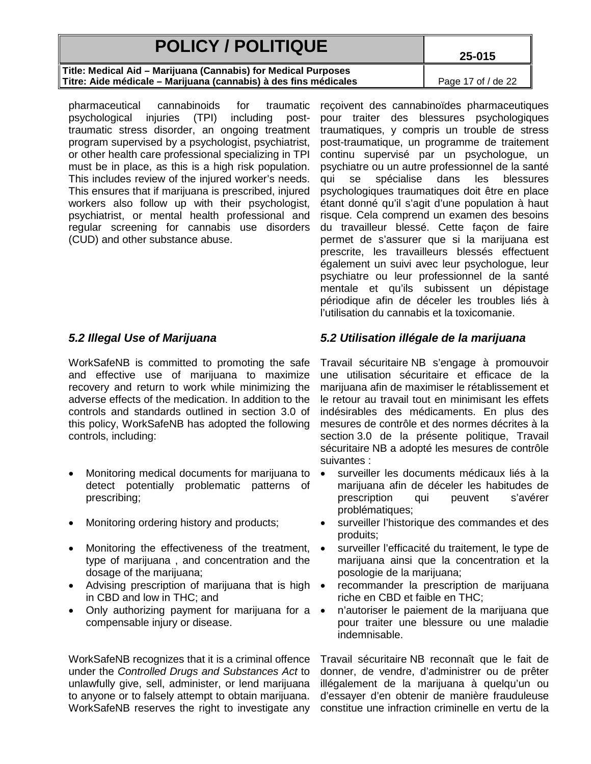pharmaceutical cannabinoids for traumatic psychological injuries (TPI) including post-traumatic stress disorder, an ongoing treatment program supervised by a psychologist, psychiatrist, or other health care professional specializing in TPI must be in place, as this is a high risk population. This includes review of the injured worker's needs. This ensures that if marijuana is prescribed, injured workers also follow up with their psychologist, psychiatrist, or mental health professional and regular screening for cannabis use disorders (CUD) and other substance abuse.

reçoivent des cannabinoïdes pharmaceutiques pour traiter des blessures psychologiques traumatiques, y compris un trouble de stress post-traumatique, un programme de traitement continu supervisé par un psychologue, un psychiatre ou un autre professionnel de la santé qui se spécialise dans les blessures psychologiques traumatiques doit être en place étant donné qu'il s'agit d'une population à haut risque. Cela comprend un examen des besoins du travailleur blessé. Cette façon de faire permet de s'assurer que si la marijuana est prescrite, les travailleurs blessés effectuent également un suivi avec leur psychologue, leur psychiatre ou leur professionnel de la santé mentale et qu'ils subissent un dépistage périodique afin de déceler les troubles liés à l'utilisation du cannabis et la toxicomanie.

### *5.2 Illegal Use of Marijuana*

WorkSafeNB is committed to promoting the safe and effective use of marijuana to maximize recovery and return to work while minimizing the adverse effects of the medication. In addition to the controls and standards outlined in section 3.0 of this policy, WorkSafeNB has adopted the following controls, including:

- Monitoring medical documents for marijuana to detect potentially problematic patterns of prescribing;
- Monitoring ordering history and products;
- Monitoring the effectiveness of the treatment, type of marijuana , and concentration and the dosage of the marijuana;
- Advising prescription of marijuana that is high in CBD and low in THC; and
- Only authorizing payment for marijuana for a compensable injury or disease.

WorkSafeNB recognizes that it is a criminal offence under the *Controlled Drugs and Substances Act* to unlawfully give, sell, administer, or lend marijuana to anyone or to falsely attempt to obtain marijuana. WorkSafeNB reserves the right to investigate any

### *5.2 Utilisation illégale de la marijuana*

Travail sécuritaire NB s'engage à promouvoir une utilisation sécuritaire et efficace de la marijuana afin de maximiser le rétablissement et le retour au travail tout en minimisant les effets indésirables des médicaments. En plus des mesures de contrôle et des normes décrites à la section 3.0 de la présente politique, Travail sécuritaire NB a adopté les mesures de contrôle suivantes :

- surveiller les documents médicaux liés à la marijuana afin de déceler les habitudes de prescription qui peuvent s'avérer problématiques;
- surveiller l'historique des commandes et des produits;
- surveiller l'efficacité du traitement, le type de marijuana ainsi que la concentration et la posologie de la marijuana;
- recommander la prescription de marijuana riche en CBD et faible en THC;
- n'autoriser le paiement de la marijuana que pour traiter une blessure ou une maladie indemnisable.

Travail sécuritaire NB reconnaît que le fait de donner, de vendre, d'administrer ou de prêter illégalement de la marijuana à quelqu'un ou d'essayer d'en obtenir de manière frauduleuse constitue une infraction criminelle en vertu de la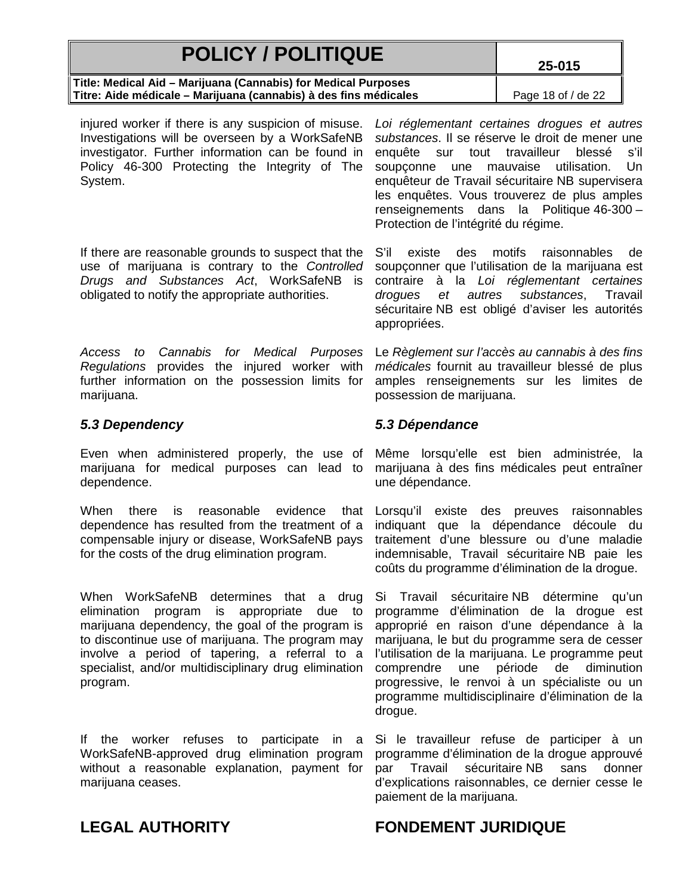injured worker if there is any suspicion of misuse. Investigations will be overseen by a WorkSafeNB investigator. Further information can be found in Policy 46-300 Protecting the Integrity of The System.

*Loi réglementant certaines drogues et autres substances*. Il se réserve le droit de mener une enquête sur tout travailleur blessé s'il soupçonne une mauvaise utilisation. Un enquêteur de Travail sécuritaire NB supervisera les enquêtes. Vous trouverez de plus amples renseignements dans la Politique 46-300 – Protection de l'intégrité du régime.

If there are reasonable grounds to suspect that the use of marijuana is contrary to the *Controlled Drugs and Substances Act*, WorkSafeNB is obligated to notify the appropriate authorities.

S'il existe des motifs raisonnables de soupçonner que l'utilisation de la marijuana est contraire à la *Loi réglementant certaines drogues et autres substances*, Travail sécuritaire NB est obligé d'aviser les autorités appropriées.

*Access to Cannabis for Medical Purposes Regulations* provides the injured worker with further information on the possession limits for marijuana.

Le *Règlement sur l'accès au cannabis à des fins médicales* fournit au travailleur blessé de plus amples renseignements sur les limites de possession de marijuana.

### *5.3 Dependency*

Even when administered properly, the use of marijuana for medical purposes can lead to dependence.

When there is reasonable evidence that dependence has resulted from the treatment of a compensable injury or disease, WorkSafeNB pays for the costs of the drug elimination program.

When WorkSafeNB determines that a drug elimination program is appropriate due to marijuana dependency, the goal of the program is to discontinue use of marijuana. The program may involve a period of tapering, a referral to a specialist, and/or multidisciplinary drug elimination program.

If the worker refuses to participate in a WorkSafeNB-approved drug elimination program without a reasonable explanation, payment for marijuana ceases.

### *5.3 Dépendance*

Même lorsqu'elle est bien administrée, la marijuana à des fins médicales peut entraîner une dépendance.

Lorsqu'il existe des preuves raisonnables indiquant que la dépendance découle du traitement d'une blessure ou d'une maladie indemnisable, Travail sécuritaire NB paie les coûts du programme d'élimination de la drogue.

Si Travail sécuritaire NB détermine qu'un programme d'élimination de la drogue est approprié en raison d'une dépendance à la marijuana, le but du programme sera de cesser l'utilisation de la marijuana. Le programme peut comprendre une période de diminution progressive, le renvoi à un spécialiste ou un programme multidisciplinaire d'élimination de la drogue.

Si le travailleur refuse de participer à un programme d'élimination de la drogue approuvé par Travail sécuritaire NB sans donner d'explications raisonnables, ce dernier cesse le paiement de la marijuana.

## LEGAL AUTHORITY

## FONDEMENT JURIDIQUE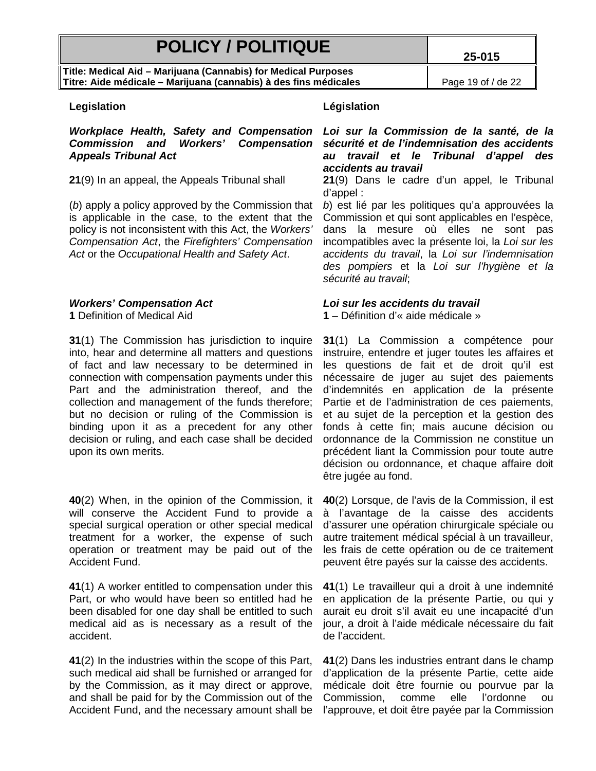**Legislation**

***Workplace Health, Safety and Compensation Commission and Workers' Compensation Appeals Tribunal Act***

**21**(9) In an appeal, the Appeals Tribunal shall

(*b*) apply a policy approved by the Commission that is applicable in the case, to the extent that the policy is not inconsistent with this Act, the *Workers' Compensation Act*, the *Firefighters' Compensation Act* or the *Occupational Health and Safety Act*.

***Workers' Compensation Act***
**1** Definition of Medical Aid

**31**(1) The Commission has jurisdiction to inquire into, hear and determine all matters and questions of fact and law necessary to be determined in connection with compensation payments under this Part and the administration thereof, and the collection and management of the funds therefore; but no decision or ruling of the Commission is binding upon it as a precedent for any other decision or ruling, and each case shall be decided upon its own merits.

**40**(2) When, in the opinion of the Commission, it will conserve the Accident Fund to provide a special surgical operation or other special medical treatment for a worker, the expense of such operation or treatment may be paid out of the Accident Fund.

**41**(1) A worker entitled to compensation under this Part, or who would have been so entitled had he been disabled for one day shall be entitled to such medical aid as is necessary as a result of the accident.

**41**(2) In the industries within the scope of this Part, such medical aid shall be furnished or arranged for by the Commission, as it may direct or approve, and shall be paid for by the Commission out of the Accident Fund, and the necessary amount shall be

**Législation**

***Loi sur la Commission de la santé, de la sécurité et de l'indemnisation des accidents au travail et le Tribunal d'appel des accidents au travail***

**21**(9) Dans le cadre d'un appel, le Tribunal d'appel :

*b*) est lié par les politiques qu'a approuvées la Commission et qui sont applicables en l'espèce, dans la mesure où elles ne sont pas incompatibles avec la présente loi, la *Loi sur les accidents du travail*, la *Loi sur l'indemnisation des pompiers* et la *Loi sur l'hygiène et la sécurité au travail*;

***Loi sur les accidents du travail***
**1** – Définition d'« aide médicale »

**31**(1) La Commission a compétence pour instruire, entendre et juger toutes les affaires et les questions de fait et de droit qu'il est nécessaire de juger au sujet des paiements d'indemnités en application de la présente Partie et de l'administration de ces paiements, et au sujet de la perception et la gestion des fonds à cette fin; mais aucune décision ou ordonnance de la Commission ne constitue un précédent liant la Commission pour toute autre décision ou ordonnance, et chaque affaire doit être jugée au fond.

**40**(2) Lorsque, de l'avis de la Commission, il est à l'avantage de la caisse des accidents d'assurer une opération chirurgicale spéciale ou autre traitement médical spécial à un travailleur, les frais de cette opération ou de ce traitement peuvent être payés sur la caisse des accidents.

**41**(1) Le travailleur qui a droit à une indemnité en application de la présente Partie, ou qui y aurait eu droit s'il avait eu une incapacité d'un jour, a droit à l'aide médicale nécessaire du fait de l'accident.

**41**(2) Dans les industries entrant dans le champ d'application de la présente Partie, cette aide médicale doit être fournie ou pourvue par la Commission, comme elle l'ordonne ou l'approuve, et doit être payée par la Commission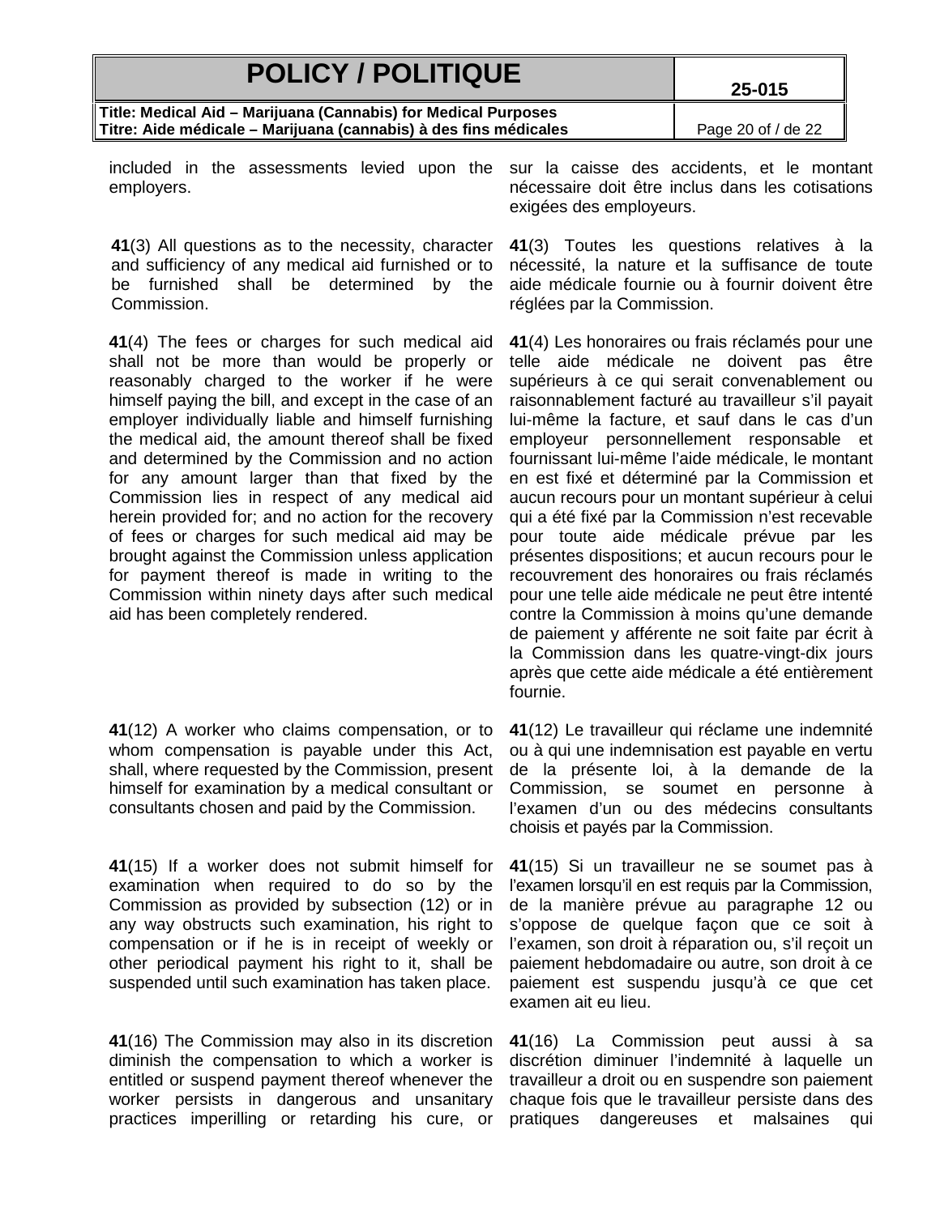included in the assessments levied upon the employers.

sur la caisse des accidents, et le montant nécessaire doit être inclus dans les cotisations exigées des employeurs.

**41**(3) All questions as to the necessity, character and sufficiency of any medical aid furnished or to be furnished shall be determined by the Commission.

**41**(3) Toutes les questions relatives à la nécessité, la nature et la suffisance de toute aide médicale fournie ou à fournir doivent être réglées par la Commission.

**41**(4) The fees or charges for such medical aid shall not be more than would be properly or reasonably charged to the worker if he were himself paying the bill, and except in the case of an employer individually liable and himself furnishing the medical aid, the amount thereof shall be fixed and determined by the Commission and no action for any amount larger than that fixed by the Commission lies in respect of any medical aid herein provided for; and no action for the recovery of fees or charges for such medical aid may be brought against the Commission unless application for payment thereof is made in writing to the Commission within ninety days after such medical aid has been completely rendered.

**41**(4) Les honoraires ou frais réclamés pour une telle aide médicale ne doivent pas être supérieurs à ce qui serait convenablement ou raisonnablement facturé au travailleur s'il payait lui-même la facture, et sauf dans le cas d'un employeur personnellement responsable et fournissant lui-même l'aide médicale, le montant en est fixé et déterminé par la Commission et aucun recours pour un montant supérieur à celui qui a été fixé par la Commission n'est recevable pour toute aide médicale prévue par les présentes dispositions; et aucun recours pour le recouvrement des honoraires ou frais réclamés pour une telle aide médicale ne peut être intenté contre la Commission à moins qu'une demande de paiement y afférente ne soit faite par écrit à la Commission dans les quatre-vingt-dix jours après que cette aide médicale a été entièrement fournie.

**41**(12) A worker who claims compensation, or to whom compensation is payable under this Act, shall, where requested by the Commission, present himself for examination by a medical consultant or consultants chosen and paid by the Commission.

**41**(12) Le travailleur qui réclame une indemnité ou à qui une indemnisation est payable en vertu de la présente loi, à la demande de la Commission, se soumet en personne à l'examen d'un ou des médecins consultants choisis et payés par la Commission.

**41**(15) If a worker does not submit himself for examination when required to do so by the Commission as provided by subsection (12) or in any way obstructs such examination, his right to compensation or if he is in receipt of weekly or other periodical payment his right to it, shall be suspended until such examination has taken place.

**41**(15) Si un travailleur ne se soumet pas à l'examen lorsqu'il en est requis par la Commission, de la manière prévue au paragraphe 12 ou s'oppose de quelque façon que ce soit à l'examen, son droit à réparation ou, s'il reçoit un paiement hebdomadaire ou autre, son droit à ce paiement est suspendu jusqu'à ce que cet examen ait eu lieu.

**41**(16) The Commission may also in its discretion diminish the compensation to which a worker is entitled or suspend payment thereof whenever the worker persists in dangerous and unsanitary practices imperilling or retarding his cure, or

**41**(16) La Commission peut aussi à sa discrétion diminuer l'indemnité à laquelle un travailleur a droit ou en suspendre son paiement chaque fois que le travailleur persiste dans des pratiques dangereuses et malsaines qui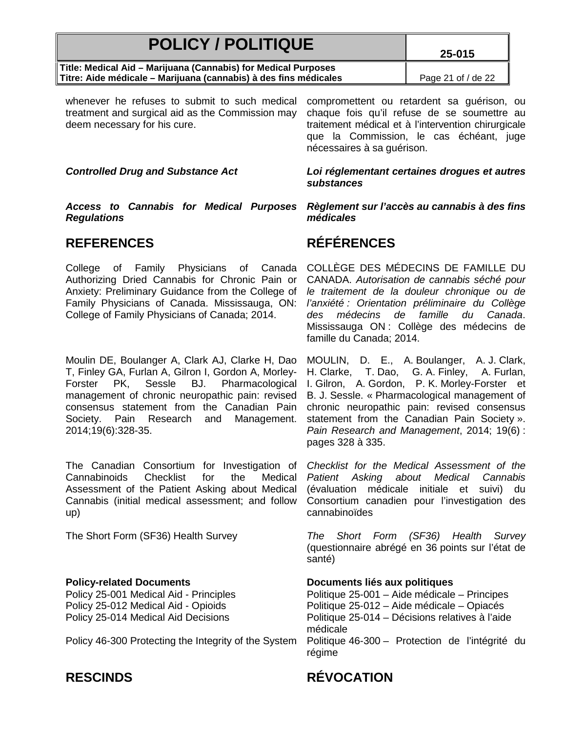whenever he refuses to submit to such medical treatment and surgical aid as the Commission may deem necessary for his cure.

compromettent ou retardent sa guérison, ou chaque fois qu'il refuse de se soumettre au traitement médical et à l'intervention chirurgicale que la Commission, le cas échéant, juge nécessaires à sa guérison.

***Controlled Drug and Substance Act***

***Loi réglementant certaines drogues et autres substances***

***Access to Cannabis for Medical Purposes Regulations***

***Règlement sur l'accès au cannabis à des fins médicales***

## REFERENCES

College of Family Physicians of Canada Authorizing Dried Cannabis for Chronic Pain or Anxiety: Preliminary Guidance from the College of Family Physicians of Canada. Mississauga, ON: College of Family Physicians of Canada; 2014.

Moulin DE, Boulanger A, Clark AJ, Clarke H, Dao T, Finley GA, Furlan A, Gilron I, Gordon A, Morley-Forster PK, Sessle BJ. Pharmacological management of chronic neuropathic pain: revised consensus statement from the Canadian Pain Society. Pain Research and Management. 2014;19(6):328-35.

The Canadian Consortium for Investigation of Cannabinoids Checklist for the Medical Assessment of the Patient Asking about Medical Cannabis (initial medical assessment; and follow up)

The Short Form (SF36) Health Survey

**Policy-related Documents**
Policy 25-001 Medical Aid - Principles
Policy 25-012 Medical Aid - Opioids
Policy 25-014 Medical Aid Decisions

Policy 46-300 Protecting the Integrity of the System

## RÉFÉRENCES

COLLÈGE DES MÉDECINS DE FAMILLE DU CANADA. *Autorisation de cannabis séché pour le traitement de la douleur chronique ou de l'anxiété : Orientation préliminaire du Collège des médecins de famille du Canada*. Mississauga ON : Collège des médecins de famille du Canada; 2014.

MOULIN, D. E., A. Boulanger, A. J. Clark, H. Clarke, T. Dao, G. A. Finley, A. Furlan, I. Gilron, A. Gordon, P. K. Morley-Forster et B. J. Sessle. « Pharmacological management of chronic neuropathic pain: revised consensus statement from the Canadian Pain Society ». *Pain Research and Management*, 2014; 19(6) : pages 328 à 335.

*Checklist for the Medical Assessment of the Patient Asking about Medical Cannabis* (évaluation médicale initiale et suivi) du Consortium canadien pour l'investigation des cannabinoïdes

*The Short Form (SF36) Health Survey* (questionnaire abrégé en 36 points sur l'état de santé)

**Documents liés aux politiques**
Politique 25-001 – Aide médicale – Principes
Politique 25-012 – Aide médicale – Opiacés
Politique 25-014 – Décisions relatives à l'aide médicale
Politique 46-300 – Protection de l'intégrité du régime

## RESCINDS

## RÉVOCATION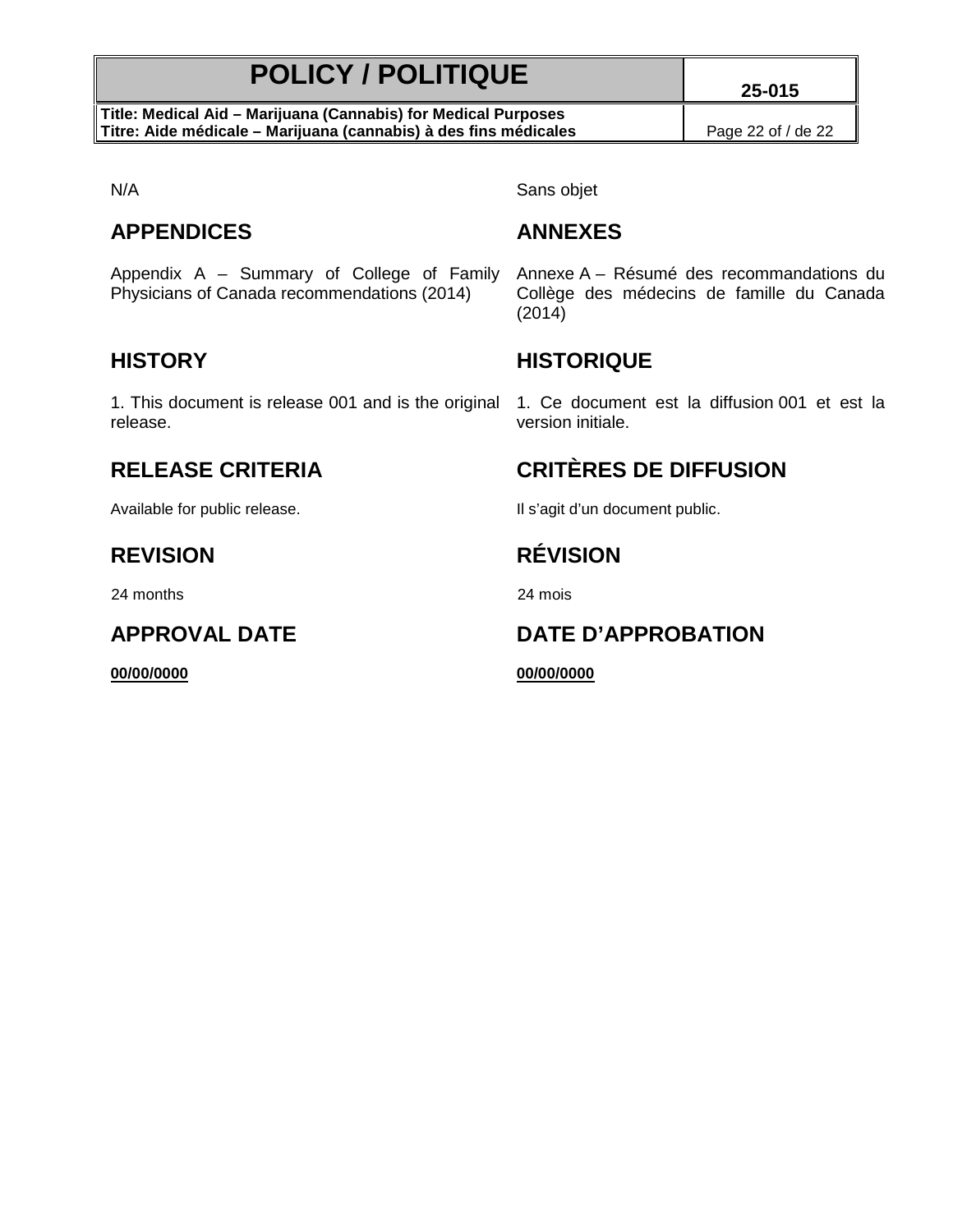N/A

Sans objet

## APPENDICES

Appendix A – Summary of College of Family Physicians of Canada recommendations (2014)

## ANNEXES

Annexe A – Résumé des recommandations du Collège des médecins de famille du Canada (2014)

## HISTORY

1. This document is release 001 and is the original release.

## HISTORIQUE

1. Ce document est la diffusion 001 et est la version initiale.

## RELEASE CRITERIA

Available for public release.

## CRITÈRES DE DIFFUSION

Il s'agit d'un document public.

## REVISION

24 months

## RÉVISION

24 mois

## APPROVAL DATE

**00/00/0000**

## DATE D'APPROBATION

**00/00/0000**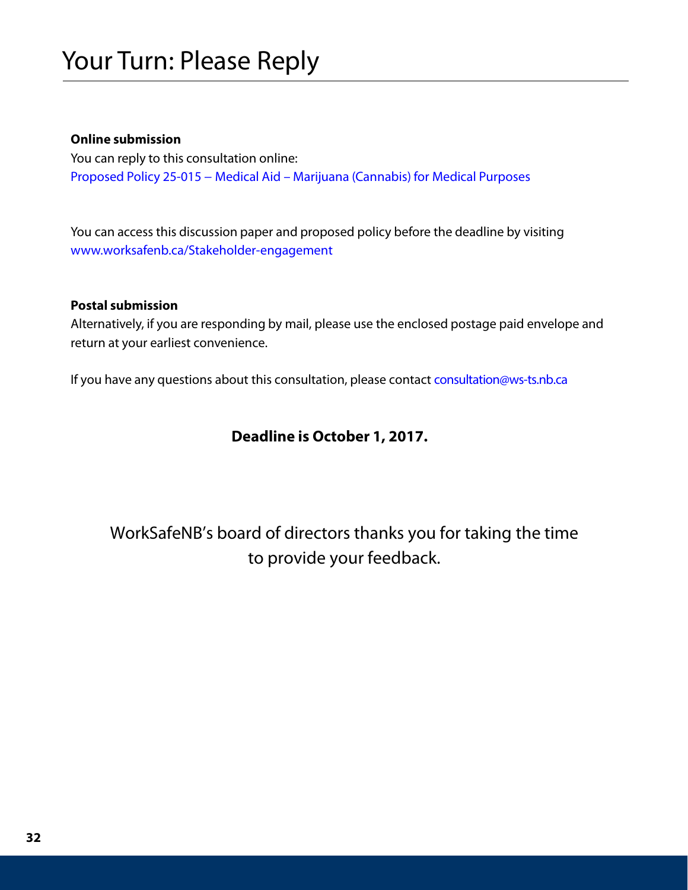# Your Turn: Please Reply

**Online submission**

You can reply to this consultation online:
Proposed Policy 25-015 – Medical Aid – Marijuana (Cannabis) for Medical Purposes

You can access this discussion paper and proposed policy before the deadline by visiting www.worksafenb.ca/Stakeholder-engagement

**Postal submission**

Alternatively, if you are responding by mail, please use the enclosed postage paid envelope and return at your earliest convenience.

If you have any questions about this consultation, please contact consultation@ws-ts.nb.ca

**Deadline is October 1, 2017.**

WorkSafeNB's board of directors thanks you for taking the time to provide your feedback.